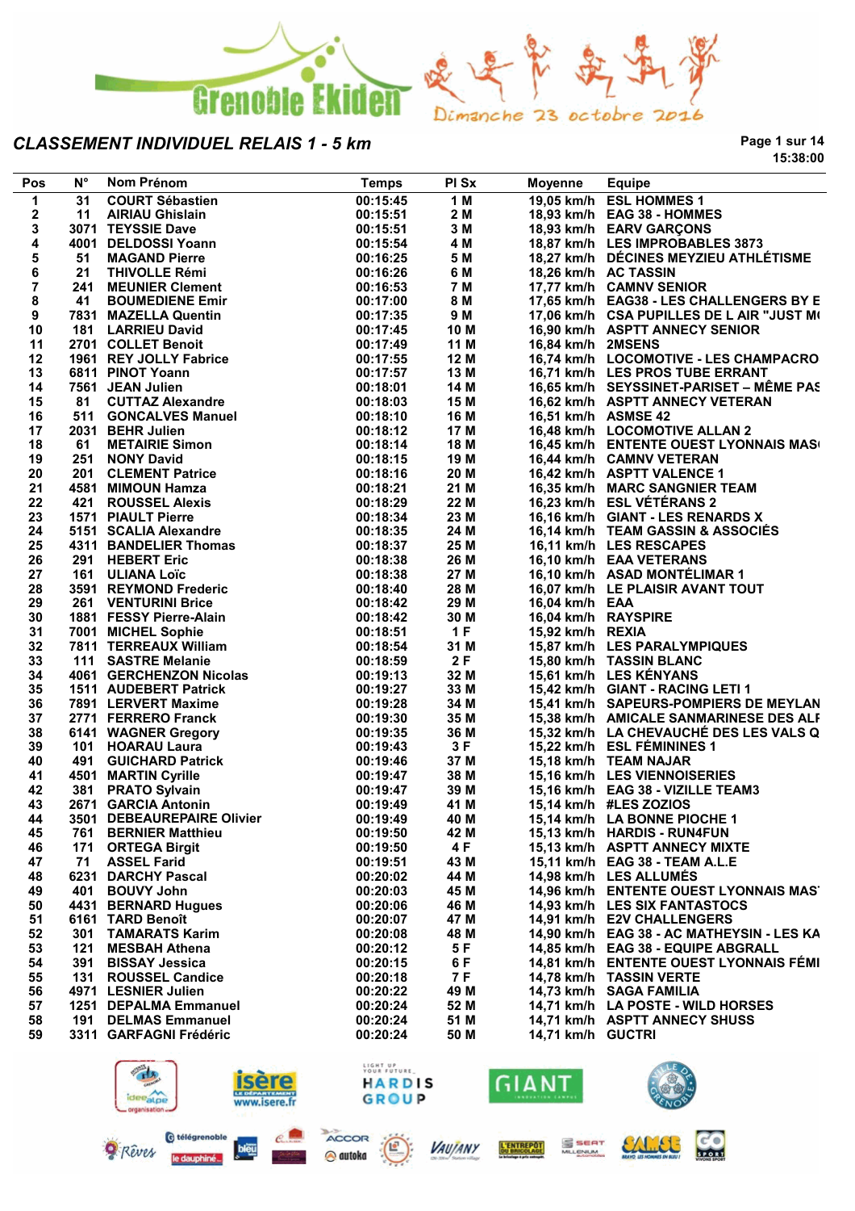Grenoble Ekiden — Dimanche 23 octobre 2016

## CLASSEMENT INDIVIDUEL RELAIS 1 - 5 km

15:38:00

| Pos | N° | Nom Prénom | Temps | Pl Sx | Moyenne | Equipe |
|---|---|---|---|---|---|---|
| 1 | 31 | COURT Sébastien | 00:15:45 | 1 M | 19,05 km/h | ESL HOMMES 1 |
| 2 | 11 | AIRIAU Ghislain | 00:15:51 | 2 M | 18,93 km/h | EAG 38 - HOMMES |
| 3 | 3071 | TEYSSIE Dave | 00:15:51 | 3 M | 18,93 km/h | EARV GARÇONS |
| 4 | 4001 | DELDOSSI Yoann | 00:15:54 | 4 M | 18,87 km/h | LES IMPROBABLES 3873 |
| 5 | 51 | MAGAND Pierre | 00:16:25 | 5 M | 18,27 km/h | DÉCINES MEYZIEU ATHLÉTISME |
| 6 | 21 | THIVOLLE Rémi | 00:16:26 | 6 M | 18,26 km/h | AC TASSIN |
| 7 | 241 | MEUNIER Clement | 00:16:53 | 7 M | 17,77 km/h | CAMNV SENIOR |
| 8 | 41 | BOUMEDIENE Emir | 00:17:00 | 8 M | 17,65 km/h | EAG38 - LES CHALLENGERS BY E |
| 9 | 7831 | MAZELLA Quentin | 00:17:35 | 9 M | 17,06 km/h | CSA PUPILLES DE L AIR "JUST M( |
| 10 | 181 | LARRIEU David | 00:17:45 | 10 M | 16,90 km/h | ASPTT ANNECY SENIOR |
| 11 | 2701 | COLLET Benoit | 00:17:49 | 11 M | 16,84 km/h | 2MSENS |
| 12 | 1961 | REY JOLLY Fabrice | 00:17:55 | 12 M | 16,74 km/h | LOCOMOTIVE - LES CHAMPACRO |
| 13 | 6811 | PINOT Yoann | 00:17:57 | 13 M | 16,71 km/h | LES PROS TUBE ERRANT |
| 14 | 7561 | JEAN Julien | 00:18:01 | 14 M | 16,65 km/h | SEYSSINET-PARISET – MÊME PAS |
| 15 | 81 | CUTTAZ Alexandre | 00:18:03 | 15 M | 16,62 km/h | ASPTT ANNECY VETERAN |
| 16 | 511 | GONCALVES Manuel | 00:18:10 | 16 M | 16,51 km/h | ASMSE 42 |
| 17 | 2031 | BEHR Julien | 00:18:12 | 17 M | 16,48 km/h | LOCOMOTIVE ALLAN 2 |
| 18 | 61 | METAIRIE Simon | 00:18:14 | 18 M | 16,45 km/h | ENTENTE OUEST LYONNAIS MAS( |
| 19 | 251 | NONY David | 00:18:15 | 19 M | 16,44 km/h | CAMNV VETERAN |
| 20 | 201 | CLEMENT Patrice | 00:18:16 | 20 M | 16,42 km/h | ASPTT VALENCE 1 |
| 21 | 4581 | MIMOUN Hamza | 00:18:21 | 21 M | 16,35 km/h | MARC SANGNIER TEAM |
| 22 | 421 | ROUSSEL Alexis | 00:18:29 | 22 M | 16,23 km/h | ESL VÉTÉRANS 2 |
| 23 | 1571 | PIAULT Pierre | 00:18:34 | 23 M | 16,16 km/h | GIANT - LES RENARDS X |
| 24 | 5151 | SCALIA Alexandre | 00:18:35 | 24 M | 16,14 km/h | TEAM GASSIN & ASSOCIÉS |
| 25 | 4311 | BANDELIER Thomas | 00:18:37 | 25 M | 16,11 km/h | LES RESCAPES |
| 26 | 291 | HEBERT Eric | 00:18:38 | 26 M | 16,10 km/h | EAA VETERANS |
| 27 | 161 | ULIANA Loïc | 00:18:38 | 27 M | 16,10 km/h | ASAD MONTÉLIMAR 1 |
| 28 | 3591 | REYMOND Frederic | 00:18:40 | 28 M | 16,07 km/h | LE PLAISIR AVANT TOUT |
| 29 | 261 | VENTURINI Brice | 00:18:42 | 29 M | 16,04 km/h | EAA |
| 30 | 1881 | FESSY Pierre-Alain | 00:18:42 | 30 M | 16,04 km/h | RAYSPIRE |
| 31 | 7001 | MICHEL Sophie | 00:18:51 | 1 F | 15,92 km/h | REXIA |
| 32 | 7811 | TERREAUX William | 00:18:54 | 31 M | 15,87 km/h | LES PARALYMPIQUES |
| 33 | 111 | SASTRE Melanie | 00:18:59 | 2 F | 15,80 km/h | TASSIN BLANC |
| 34 | 4061 | GERCHENZON Nicolas | 00:19:13 | 32 M | 15,61 km/h | LES KÉNYANS |
| 35 | 1511 | AUDEBERT Patrick | 00:19:27 | 33 M | 15,42 km/h | GIANT - RACING LETI 1 |
| 36 | 7891 | LERVERT Maxime | 00:19:28 | 34 M | 15,41 km/h | SAPEURS-POMPIERS DE MEYLAN |
| 37 | 2771 | FERRERO Franck | 00:19:30 | 35 M | 15,38 km/h | AMICALE SANMARINESE DES ALF |
| 38 | 6141 | WAGNER Gregory | 00:19:35 | 36 M | 15,32 km/h | LA CHEVAUCHÉ DES LES VALS Q |
| 39 | 101 | HOARAU Laura | 00:19:43 | 3 F | 15,22 km/h | ESL FÉMININES 1 |
| 40 | 491 | GUICHARD Patrick | 00:19:46 | 37 M | 15,18 km/h | TEAM NAJAR |
| 41 | 4501 | MARTIN Cyrille | 00:19:47 | 38 M | 15,16 km/h | LES VIENNOISERIES |
| 42 | 381 | PRATO Sylvain | 00:19:47 | 39 M | 15,16 km/h | EAG 38 - VIZILLE TEAM3 |
| 43 | 2671 | GARCIA Antonin | 00:19:49 | 41 M | 15,14 km/h | #LES ZOZIOS |
| 44 | 3501 | DEBEAUREPAIRE Olivier | 00:19:49 | 40 M | 15,14 km/h | LA BONNE PIOCHE 1 |
| 45 | 761 | BERNIER Matthieu | 00:19:50 | 42 M | 15,13 km/h | HARDIS - RUN4FUN |
| 46 | 171 | ORTEGA Birgit | 00:19:50 | 4 F | 15,13 km/h | ASPTT ANNECY MIXTE |
| 47 | 71 | ASSEL Farid | 00:19:51 | 43 M | 15,11 km/h | EAG 38 - TEAM A.L.E |
| 48 | 6231 | DARCHY Pascal | 00:20:02 | 44 M | 14,98 km/h | LES ALLUMÉS |
| 49 | 401 | BOUVY John | 00:20:03 | 45 M | 14,96 km/h | ENTENTE OUEST LYONNAIS MAS' |
| 50 | 4431 | BERNARD Hugues | 00:20:06 | 46 M | 14,93 km/h | LES SIX FANTASTOCS |
| 51 | 6161 | TARD Benoît | 00:20:07 | 47 M | 14,91 km/h | E2V CHALLENGERS |
| 52 | 301 | TAMARATS Karim | 00:20:08 | 48 M | 14,90 km/h | EAG 38 - AC MATHEYSIN - LES KA |
| 53 | 121 | MESBAH Athena | 00:20:12 | 5 F | 14,85 km/h | EAG 38 - EQUIPE ABGRALL |
| 54 | 391 | BISSAY Jessica | 00:20:15 | 6 F | 14,81 km/h | ENTENTE OUEST LYONNAIS FÉMI |
| 55 | 131 | ROUSSEL Candice | 00:20:18 | 7 F | 14,78 km/h | TASSIN VERTE |
| 56 | 4971 | LESNIER Julien | 00:20:22 | 49 M | 14,73 km/h | SAGA FAMILIA |
| 57 | 1251 | DEPALMA Emmanuel | 00:20:24 | 52 M | 14,71 km/h | LA POSTE - WILD HORSES |
| 58 | 191 | DELMAS Emmanuel | 00:20:24 | 51 M | 14,71 km/h | ASPTT ANNECY SHUSS |
| 59 | 3311 | GARFAGNI Frédéric | 00:20:24 | 50 M | 14,71 km/h | GUCTRI |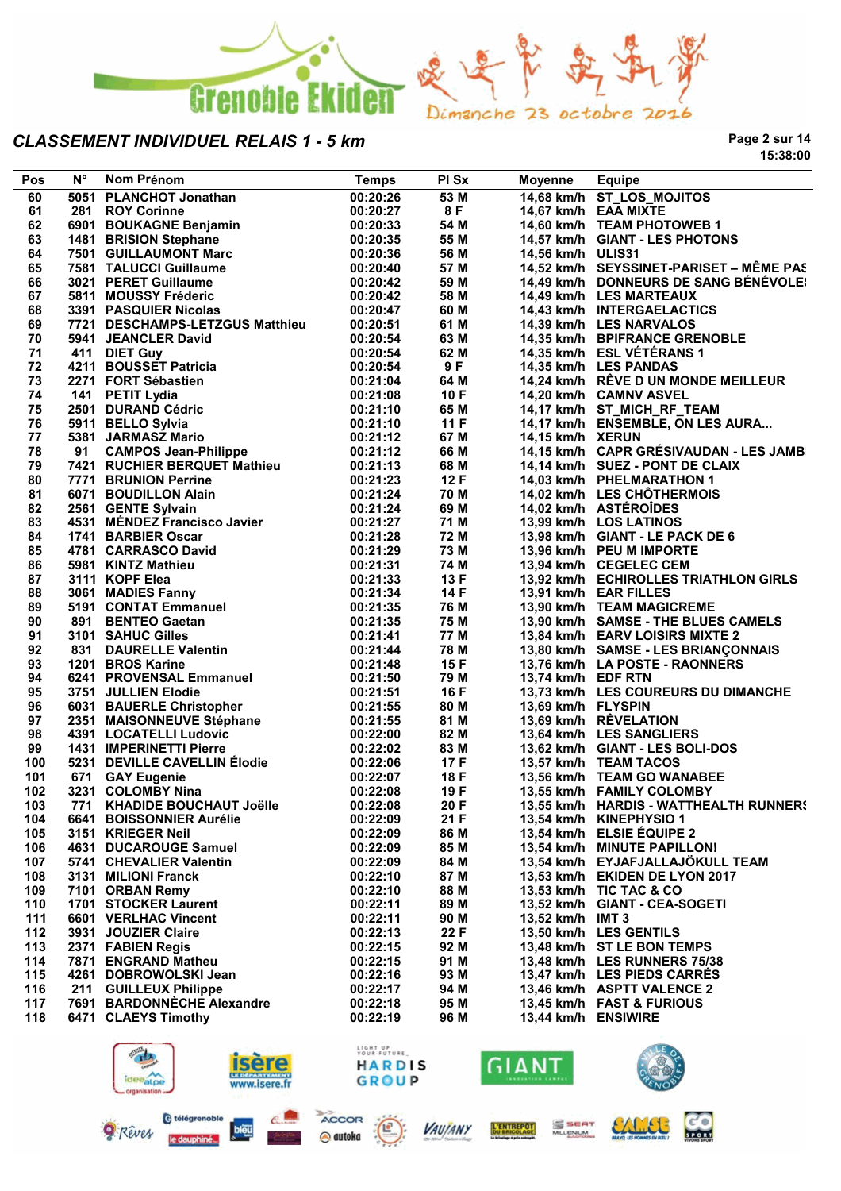Grenoble Ekiden — Dimanche 23 octobre 2016

## CLASSEMENT INDIVIDUEL RELAIS 1 - 5 km

15:38:00

| Pos | N° | Nom Prénom | Temps | Pl Sx | Moyenne | Equipe |
|---|---|---|---|---|---|---|
| 60 | 5051 | PLANCHOT Jonathan | 00:20:26 | 53 M | 14,68 km/h | ST_LOS_MOJITOS |
| 61 | 281 | ROY Corinne | 00:20:27 | 8 F | 14,67 km/h | EAA MIXTE |
| 62 | 6901 | BOUKAGNE Benjamin | 00:20:33 | 54 M | 14,60 km/h | TEAM PHOTOWEB 1 |
| 63 | 1481 | BRISION Stephane | 00:20:35 | 55 M | 14,57 km/h | GIANT - LES PHOTONS |
| 64 | 7501 | GUILLAUMONT Marc | 00:20:36 | 56 M | 14,56 km/h | ULIS31 |
| 65 | 7581 | TALUCCI Guillaume | 00:20:40 | 57 M | 14,52 km/h | SEYSSINET-PARISET – MÊME PAS |
| 66 | 3021 | PERET Guillaume | 00:20:42 | 59 M | 14,49 km/h | DONNEURS DE SANG BÉNÉVOLES |
| 67 | 5811 | MOUSSY Fréderic | 00:20:42 | 58 M | 14,49 km/h | LES MARTEAUX |
| 68 | 3391 | PASQUIER Nicolas | 00:20:47 | 60 M | 14,43 km/h | INTERGAELACTICS |
| 69 | 7721 | DESCHAMPS-LETZGUS Matthieu | 00:20:51 | 61 M | 14,39 km/h | LES NARVALOS |
| 70 | 5941 | JEANCLER David | 00:20:54 | 63 M | 14,35 km/h | BPIFRANCE GRENOBLE |
| 71 | 411 | DIET Guy | 00:20:54 | 62 M | 14,35 km/h | ESL VÉTÉRANS 1 |
| 72 | 4211 | BOUSSET Patricia | 00:20:54 | 9 F | 14,35 km/h | LES PANDAS |
| 73 | 2271 | FORT Sébastien | 00:21:04 | 64 M | 14,24 km/h | RÊVE D UN MONDE MEILLEUR |
| 74 | 141 | PETIT Lydia | 00:21:08 | 10 F | 14,20 km/h | CAMNV ASVEL |
| 75 | 2501 | DURAND Cédric | 00:21:10 | 65 M | 14,17 km/h | ST_MICH_RF_TEAM |
| 76 | 5911 | BELLO Sylvia | 00:21:10 | 11 F | 14,17 km/h | ENSEMBLE, ON LES AURA... |
| 77 | 5381 | JARMASZ Mario | 00:21:12 | 67 M | 14,15 km/h | XERUN |
| 78 | 91 | CAMPOS Jean-Philippe | 00:21:12 | 66 M | 14,15 km/h | CAPR GRÉSIVAUDAN - LES JAMB |
| 79 | 7421 | RUCHIER BERQUET Mathieu | 00:21:13 | 68 M | 14,14 km/h | SUEZ - PONT DE CLAIX |
| 80 | 7771 | BRUNION Perrine | 00:21:23 | 12 F | 14,03 km/h | PHELMARATHON 1 |
| 81 | 6071 | BOUDILLON Alain | 00:21:24 | 70 M | 14,02 km/h | LES CHÔTHERMOIS |
| 82 | 2561 | GENTE Sylvain | 00:21:24 | 69 M | 14,02 km/h | ASTÉROÏDES |
| 83 | 4531 | MÉNDEZ Francisco Javier | 00:21:27 | 71 M | 13,99 km/h | LOS LATINOS |
| 84 | 1741 | BARBIER Oscar | 00:21:28 | 72 M | 13,98 km/h | GIANT - LE PACK DE 6 |
| 85 | 4781 | CARRASCO David | 00:21:29 | 73 M | 13,96 km/h | PEU M IMPORTE |
| 86 | 5981 | KINTZ Mathieu | 00:21:31 | 74 M | 13,94 km/h | CEGELEC CEM |
| 87 | 3111 | KOPF Elea | 00:21:33 | 13 F | 13,92 km/h | ECHIROLLES TRIATHLON GIRLS |
| 88 | 3061 | MADIES Fanny | 00:21:34 | 14 F | 13,91 km/h | EAR FILLES |
| 89 | 5191 | CONTAT Emmanuel | 00:21:35 | 76 M | 13,90 km/h | TEAM MAGICREME |
| 90 | 891 | BENTEO Gaetan | 00:21:35 | 75 M | 13,90 km/h | SAMSE - THE BLUES CAMELS |
| 91 | 3101 | SAHUC Gilles | 00:21:41 | 77 M | 13,84 km/h | EARV LOISIRS MIXTE 2 |
| 92 | 831 | DAURELLE Valentin | 00:21:44 | 78 M | 13,80 km/h | SAMSE - LES BRIANÇONNAIS |
| 93 | 1201 | BROS Karine | 00:21:48 | 15 F | 13,76 km/h | LA POSTE - RAONNERS |
| 94 | 6241 | PROVENSAL Emmanuel | 00:21:50 | 79 M | 13,74 km/h | EDF RTN |
| 95 | 3751 | JULLIEN Elodie | 00:21:51 | 16 F | 13,73 km/h | LES COUREURS DU DIMANCHE |
| 96 | 6031 | BAUERLE Christopher | 00:21:55 | 80 M | 13,69 km/h | FLYSPIN |
| 97 | 2351 | MAISONNEUVE Stéphane | 00:21:55 | 81 M | 13,69 km/h | RÊVELATION |
| 98 | 4391 | LOCATELLI Ludovic | 00:22:00 | 82 M | 13,64 km/h | LES SANGLIERS |
| 99 | 1431 | IMPERINETTI Pierre | 00:22:02 | 83 M | 13,62 km/h | GIANT - LES BOLI-DOS |
| 100 | 5231 | DEVILLE CAVELLIN Élodie | 00:22:06 | 17 F | 13,57 km/h | TEAM TACOS |
| 101 | 671 | GAY Eugenie | 00:22:07 | 18 F | 13,56 km/h | TEAM GO WANABEE |
| 102 | 3231 | COLOMBY Nina | 00:22:08 | 19 F | 13,55 km/h | FAMILY COLOMBY |
| 103 | 771 | KHADIDE BOUCHAUT Joëlle | 00:22:08 | 20 F | 13,55 km/h | HARDIS - WATTHEALTH RUNNERS |
| 104 | 6641 | BOISSONNIER Aurélie | 00:22:09 | 21 F | 13,54 km/h | KINEPHYSIO 1 |
| 105 | 3151 | KRIEGER Neil | 00:22:09 | 86 M | 13,54 km/h | ELSIE ÉQUIPE 2 |
| 106 | 4631 | DUCAROUGE Samuel | 00:22:09 | 85 M | 13,54 km/h | MINUTE PAPILLON! |
| 107 | 5741 | CHEVALIER Valentin | 00:22:09 | 84 M | 13,54 km/h | EYJAFJALLAJÖKULL TEAM |
| 108 | 3131 | MILIONI Franck | 00:22:10 | 87 M | 13,53 km/h | EKIDEN DE LYON 2017 |
| 109 | 7101 | ORBAN Remy | 00:22:10 | 88 M | 13,53 km/h | TIC TAC & CO |
| 110 | 1701 | STOCKER Laurent | 00:22:11 | 89 M | 13,52 km/h | GIANT - CEA-SOGETI |
| 111 | 6601 | VERLHAC Vincent | 00:22:11 | 90 M | 13,52 km/h | IMT 3 |
| 112 | 3931 | JOUZIER Claire | 00:22:13 | 22 F | 13,50 km/h | LES GENTILS |
| 113 | 2371 | FABIEN Regis | 00:22:15 | 92 M | 13,48 km/h | ST LE BON TEMPS |
| 114 | 7871 | ENGRAND Matheu | 00:22:15 | 91 M | 13,48 km/h | LES RUNNERS 75/38 |
| 115 | 4261 | DOBROWOLSKI Jean | 00:22:16 | 93 M | 13,47 km/h | LES PIEDS CARRÉS |
| 116 | 211 | GUILLEUX Philippe | 00:22:17 | 94 M | 13,46 km/h | ASPTT VALENCE 2 |
| 117 | 7691 | BARDONNÈCHE Alexandre | 00:22:18 | 95 M | 13,45 km/h | FAST & FURIOUS |
| 118 | 6471 | CLAEYS Timothy | 00:22:19 | 96 M | 13,44 km/h | ENSIWIRE |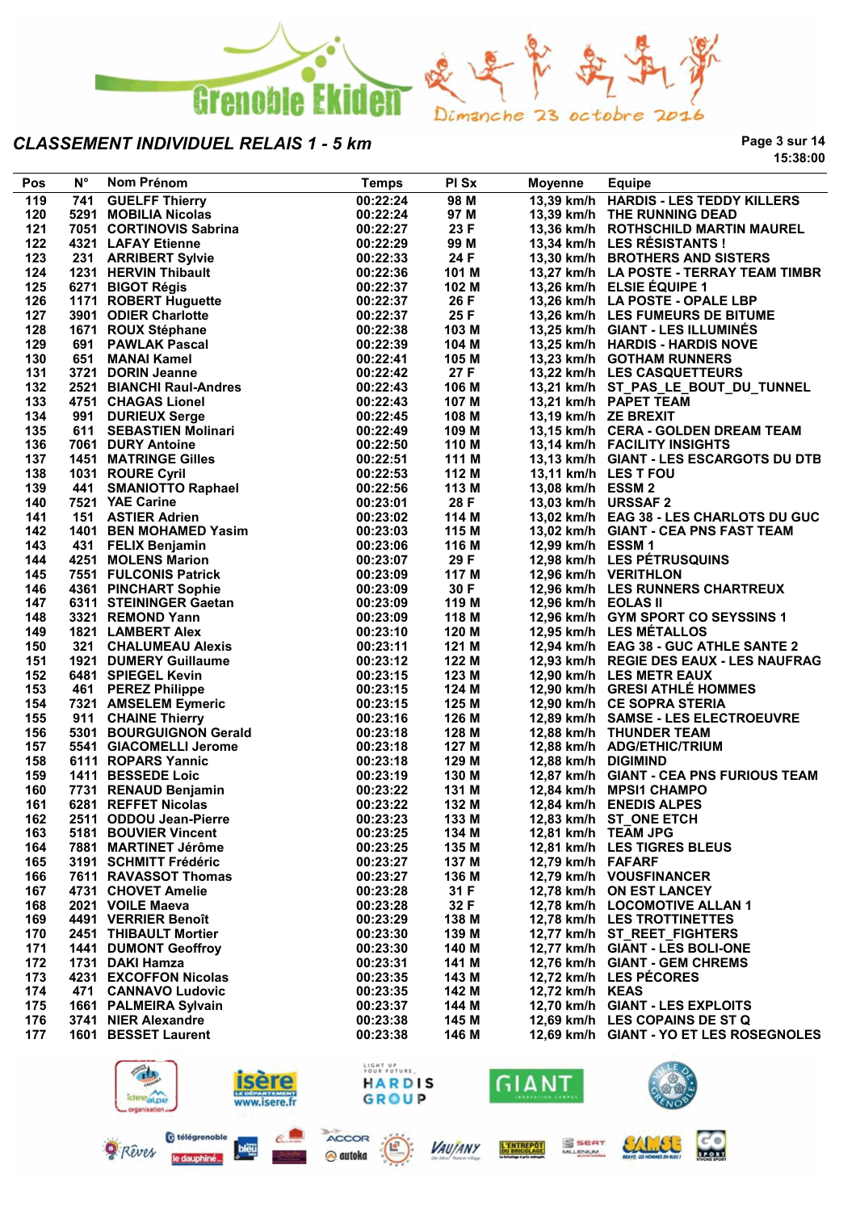Grenoble Ekiden — Dimanche 23 octobre 2016

## CLASSEMENT INDIVIDUEL RELAIS 1 - 5 km

15:38:00

| Pos | N° | Nom Prénom | Temps | Pl Sx | Moyenne | Equipe |
|---|---|---|---|---|---|---|
| 119 | 741 | GUELFF Thierry | 00:22:24 | 98 M | 13,39 km/h | HARDIS - LES TEDDY KILLERS |
| 120 | 5291 | MOBILIA Nicolas | 00:22:24 | 97 M | 13,39 km/h | THE RUNNING DEAD |
| 121 | 7051 | CORTINOVIS Sabrina | 00:22:27 | 23 F | 13,36 km/h | ROTHSCHILD MARTIN MAUREL |
| 122 | 4321 | LAFAY Etienne | 00:22:29 | 99 M | 13,34 km/h | LES RÉSISTANTS ! |
| 123 | 231 | ARRIBERT Sylvie | 00:22:33 | 24 F | 13,30 km/h | BROTHERS AND SISTERS |
| 124 | 1231 | HERVIN Thibault | 00:22:36 | 101 M | 13,27 km/h | LA POSTE - TERRAY TEAM TIMBR |
| 125 | 6271 | BIGOT Régis | 00:22:37 | 102 M | 13,26 km/h | ELSIE ÉQUIPE 1 |
| 126 | 1171 | ROBERT Huguette | 00:22:37 | 26 F | 13,26 km/h | LA POSTE - OPALE LBP |
| 127 | 3901 | ODIER Charlotte | 00:22:37 | 25 F | 13,26 km/h | LES FUMEURS DE BITUME |
| 128 | 1671 | ROUX Stéphane | 00:22:38 | 103 M | 13,25 km/h | GIANT - LES ILLUMINÉS |
| 129 | 691 | PAWLAK Pascal | 00:22:39 | 104 M | 13,25 km/h | HARDIS - HARDIS NOVE |
| 130 | 651 | MANAI Kamel | 00:22:41 | 105 M | 13,23 km/h | GOTHAM RUNNERS |
| 131 | 3721 | DORIN Jeanne | 00:22:42 | 27 F | 13,22 km/h | LES CASQUETTEURS |
| 132 | 2521 | BIANCHI Raul-Andres | 00:22:43 | 106 M | 13,21 km/h | ST_PAS_LE_BOUT_DU_TUNNEL |
| 133 | 4751 | CHAGAS Lionel | 00:22:43 | 107 M | 13,21 km/h | PAPET TEAM |
| 134 | 991 | DURIEUX Serge | 00:22:45 | 108 M | 13,19 km/h | ZE BREXIT |
| 135 | 611 | SEBASTIEN Molinari | 00:22:49 | 109 M | 13,15 km/h | CERA - GOLDEN DREAM TEAM |
| 136 | 7061 | DURY Antoine | 00:22:50 | 110 M | 13,14 km/h | FACILITY INSIGHTS |
| 137 | 1451 | MATRINGE Gilles | 00:22:51 | 111 M | 13,13 km/h | GIANT - LES ESCARGOTS DU DTB |
| 138 | 1031 | ROURE Cyril | 00:22:53 | 112 M | 13,11 km/h | LES T FOU |
| 139 | 441 | SMANIOTTO Raphael | 00:22:56 | 113 M | 13,08 km/h | ESSM 2 |
| 140 | 7521 | YAE Carine | 00:23:01 | 28 F | 13,03 km/h | URSSAF 2 |
| 141 | 151 | ASTIER Adrien | 00:23:02 | 114 M | 13,02 km/h | EAG 38 - LES CHARLOTS DU GUC |
| 142 | 1401 | BEN MOHAMED Yasim | 00:23:03 | 115 M | 13,02 km/h | GIANT - CEA PNS FAST TEAM |
| 143 | 431 | FELIX Benjamin | 00:23:06 | 116 M | 12,99 km/h | ESSM 1 |
| 144 | 4251 | MOLENS Marion | 00:23:07 | 29 F | 12,98 km/h | LES PÉTRUSQUINS |
| 145 | 7551 | FULCONIS Patrick | 00:23:09 | 117 M | 12,96 km/h | VERITHLON |
| 146 | 4361 | PINCHART Sophie | 00:23:09 | 30 F | 12,96 km/h | LES RUNNERS CHARTREUX |
| 147 | 6311 | STEININGER Gaetan | 00:23:09 | 119 M | 12,96 km/h | EOLAS II |
| 148 | 3321 | REMOND Yann | 00:23:09 | 118 M | 12,96 km/h | GYM SPORT CO SEYSSINS 1 |
| 149 | 1821 | LAMBERT Alex | 00:23:10 | 120 M | 12,95 km/h | LES MÉTALLOS |
| 150 | 321 | CHALUMEAU Alexis | 00:23:11 | 121 M | 12,94 km/h | EAG 38 - GUC ATHLE SANTE 2 |
| 151 | 1921 | DUMERY Guillaume | 00:23:12 | 122 M | 12,93 km/h | REGIE DES EAUX - LES NAUFRAG |
| 152 | 6481 | SPIEGEL Kevin | 00:23:15 | 123 M | 12,90 km/h | LES METR EAUX |
| 153 | 461 | PEREZ Philippe | 00:23:15 | 124 M | 12,90 km/h | GRESI ATHLÉ HOMMES |
| 154 | 7321 | AMSELEM Eymeric | 00:23:15 | 125 M | 12,90 km/h | CE SOPRA STERIA |
| 155 | 911 | CHAINE Thierry | 00:23:16 | 126 M | 12,89 km/h | SAMSE - LES ELECTROEUVRE |
| 156 | 5301 | BOURGUIGNON Gerald | 00:23:18 | 128 M | 12,88 km/h | THUNDER TEAM |
| 157 | 5541 | GIACOMELLI Jerome | 00:23:18 | 127 M | 12,88 km/h | ADG/ETHIC/TRIUM |
| 158 | 6111 | ROPARS Yannic | 00:23:18 | 129 M | 12,88 km/h | DIGIMIND |
| 159 | 1411 | BESSEDE Loic | 00:23:19 | 130 M | 12,87 km/h | GIANT - CEA PNS FURIOUS TEAM |
| 160 | 7731 | RENAUD Benjamin | 00:23:22 | 131 M | 12,84 km/h | MPSI1 CHAMPO |
| 161 | 6281 | REFFET Nicolas | 00:23:22 | 132 M | 12,84 km/h | ENEDIS ALPES |
| 162 | 2511 | ODDOU Jean-Pierre | 00:23:23 | 133 M | 12,83 km/h | ST_ONE ETCH |
| 163 | 5181 | BOUVIER Vincent | 00:23:25 | 134 M | 12,81 km/h | TEAM JPG |
| 164 | 7881 | MARTINET Jérôme | 00:23:25 | 135 M | 12,81 km/h | LES TIGRES BLEUS |
| 165 | 3191 | SCHMITT Frédéric | 00:23:27 | 137 M | 12,79 km/h | FAFARF |
| 166 | 7611 | RAVASSOT Thomas | 00:23:27 | 136 M | 12,79 km/h | VOUSFINANCER |
| 167 | 4731 | CHOVET Amelie | 00:23:28 | 31 F | 12,78 km/h | ON EST LANCEY |
| 168 | 2021 | VOILE Maeva | 00:23:28 | 32 F | 12,78 km/h | LOCOMOTIVE ALLAN 1 |
| 169 | 4491 | VERRIER Benoît | 00:23:29 | 138 M | 12,78 km/h | LES TROTTINETTES |
| 170 | 2451 | THIBAULT Mortier | 00:23:30 | 139 M | 12,77 km/h | ST_REET_FIGHTERS |
| 171 | 1441 | DUMONT Geoffroy | 00:23:30 | 140 M | 12,77 km/h | GIANT - LES BOLI-ONE |
| 172 | 1731 | DAKI Hamza | 00:23:31 | 141 M | 12,76 km/h | GIANT - GEM CHREMS |
| 173 | 4231 | EXCOFFON Nicolas | 00:23:35 | 143 M | 12,72 km/h | LES PÉCORES |
| 174 | 471 | CANNAVO Ludovic | 00:23:35 | 142 M | 12,72 km/h | KEAS |
| 175 | 1661 | PALMEIRA Sylvain | 00:23:37 | 144 M | 12,70 km/h | GIANT - LES EXPLOITS |
| 176 | 3741 | NIER Alexandre | 00:23:38 | 145 M | 12,69 km/h | LES COPAINS DE ST Q |
| 177 | 1601 | BESSET Laurent | 00:23:38 | 146 M | 12,69 km/h | GIANT - YO ET LES ROSEGNOLES |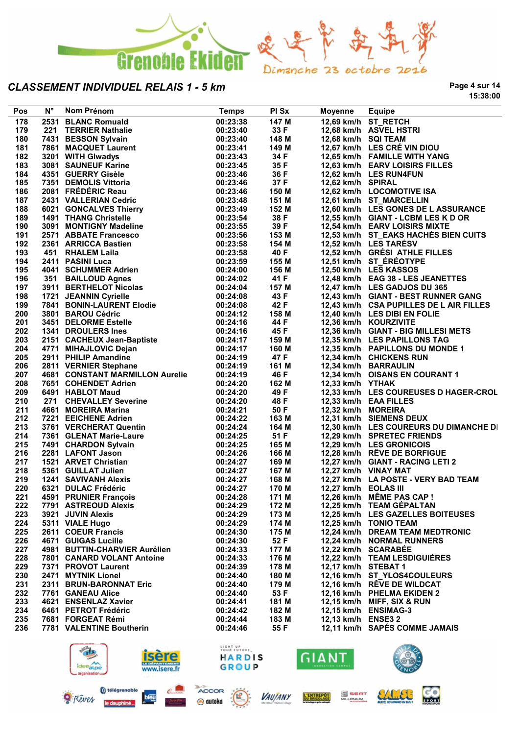## CLASSEMENT INDIVIDUEL RELAIS 1 - 5 km

15:38:00

| Pos | N° | Nom Prénom | Temps | Pl Sx | Moyenne | Equipe |
|---|---|---|---|---|---|---|
| 178 | 2531 | BLANC Romuald | 00:23:38 | 147 M | 12,69 km/h | ST_RETCH |
| 179 | 221 | TERRIER Nathalie | 00:23:40 | 33 F | 12,68 km/h | ASVEL HSTRI |
| 180 | 7431 | BESSON Sylvain | 00:23:40 | 148 M | 12,68 km/h | SQI TEAM |
| 181 | 7861 | MACQUET Laurent | 00:23:41 | 149 M | 12,67 km/h | LES CRÉ VIN DIOU |
| 182 | 3201 | WITH Glwadys | 00:23:43 | 34 F | 12,65 km/h | FAMILLE WITH YANG |
| 183 | 3081 | SAUNEUF Karine | 00:23:45 | 35 F | 12,63 km/h | EARV LOISIRS FILLES |
| 184 | 4351 | GUERRY Gisèle | 00:23:46 | 36 F | 12,62 km/h | LES RUN4FUN |
| 185 | 7351 | DEMOLIS Vittoria | 00:23:46 | 37 F | 12,62 km/h | SPIRAL |
| 186 | 2081 | FRÉDÉRIC Reau | 00:23:46 | 150 M | 12,62 km/h | LOCOMOTIVE ISA |
| 187 | 2431 | VALLERIAN Cedric | 00:23:48 | 151 M | 12,61 km/h | ST_MARCELLIN |
| 188 | 6021 | GONCALVES Thierry | 00:23:49 | 152 M | 12,60 km/h | LES GONES DE L ASSURANCE |
| 189 | 1491 | THANG Christelle | 00:23:54 | 38 F | 12,55 km/h | GIANT - LCBM LES K D OR |
| 190 | 3091 | MONTIGNY Madeline | 00:23:55 | 39 F | 12,54 km/h | EARV LOISIRS MIXTE |
| 191 | 2571 | ABBATE Francesco | 00:23:56 | 153 M | 12,53 km/h | ST_EAKS HACHÉS BIEN CUITS |
| 192 | 2361 | ARRICCA Bastien | 00:23:58 | 154 M | 12,52 km/h | LES TARÉSV |
| 193 | 451 | RHALEM Laila | 00:23:58 | 40 F | 12,52 km/h | GRÉSI ATHLE FILLES |
| 194 | 2411 | PASINI Luca | 00:23:59 | 155 M | 12,51 km/h | ST_ÉRÉOTYPE |
| 195 | 4041 | SCHUMMER Adrien | 00:24:00 | 156 M | 12,50 km/h | LES KASSOS |
| 196 | 351 | BAILLOUD Agnes | 00:24:02 | 41 F | 12,48 km/h | EAG 38 - LES JEANETTES |
| 197 | 3911 | BERTHELOT Nicolas | 00:24:04 | 157 M | 12,47 km/h | LES GADJOS DU 365 |
| 198 | 1721 | JEANNIN Cyrielle | 00:24:08 | 43 F | 12,43 km/h | GIANT - BEST RUNNER GANG |
| 199 | 7841 | BONIN-LAURENT Elodie | 00:24:08 | 42 F | 12,43 km/h | CSA PUPILLES DE L AIR FILLES |
| 200 | 3801 | BAROU Cédric | 00:24:12 | 158 M | 12,40 km/h | LES DIBI EN FOLIE |
| 201 | 3451 | DELORME Estelle | 00:24:16 | 44 F | 12,36 km/h | KOURZIVITE |
| 202 | 1341 | DROULERS Ines | 00:24:16 | 45 F | 12,36 km/h | GIANT - BIG MILLESI METS |
| 203 | 2151 | CACHEUX Jean-Baptiste | 00:24:17 | 159 M | 12,35 km/h | LES PAPILLONS TAG |
| 204 | 4771 | MIHAJLOVIC Dejan | 00:24:17 | 160 M | 12,35 km/h | PAPILLONS DU MONDE 1 |
| 205 | 2911 | PHILIP Amandine | 00:24:19 | 47 F | 12,34 km/h | CHICKENS RUN |
| 206 | 2811 | VERNIER Stephane | 00:24:19 | 161 M | 12,34 km/h | BARRAULIN |
| 207 | 4681 | CONSTANT MARMILLON Aurelie | 00:24:19 | 46 F | 12,34 km/h | OISANS EN COURANT 1 |
| 208 | 7651 | COHENDET Adrien | 00:24:20 | 162 M | 12,33 km/h | YTHAK |
| 209 | 6491 | HABLOT Maud | 00:24:20 | 49 F | 12,33 km/h | LES COUREUSES D HAGER-CROL |
| 210 | 271 | CHEVALLEY Severine | 00:24:20 | 48 F | 12,33 km/h | EAA FILLES |
| 211 | 4661 | MOREIRA Marina | 00:24:21 | 50 F | 12,32 km/h | MOREIRA |
| 212 | 7221 | EEICHENE Adrien | 00:24:22 | 163 M | 12,31 km/h | SIEMENS DEUX |
| 213 | 3761 | VERCHERAT Quentin | 00:24:24 | 164 M | 12,30 km/h | LES COUREURS DU DIMANCHE DI |
| 214 | 7361 | GLENAT Marie-Laure | 00:24:25 | 51 F | 12,29 km/h | SPRETEC FRIENDS |
| 215 | 7491 | CHARDON Sylvain | 00:24:25 | 165 M | 12,29 km/h | LES GRONICOIS |
| 216 | 2281 | LAFONT Jason | 00:24:26 | 166 M | 12,28 km/h | RÊVE DE BORFIGUE |
| 217 | 1521 | ARVET Christian | 00:24:27 | 169 M | 12,27 km/h | GIANT - RACING LETI 2 |
| 218 | 5361 | GUILLAT Julien | 00:24:27 | 167 M | 12,27 km/h | VINAY MAT |
| 219 | 1241 | SAVIVANH Alexis | 00:24:27 | 168 M | 12,27 km/h | LA POSTE - VERY BAD TEAM |
| 220 | 6321 | DULAC Frédéric | 00:24:27 | 170 M | 12,27 km/h | EOLAS III |
| 221 | 4591 | PRUNIER François | 00:24:28 | 171 M | 12,26 km/h | MÊME PAS CAP ! |
| 222 | 7791 | ASTREOUD Alexis | 00:24:29 | 172 M | 12,25 km/h | TEAM GÉPALTAN |
| 223 | 3921 | JUVIN Alexis | 00:24:29 | 173 M | 12,25 km/h | LES GAZELLES BOITEUSES |
| 224 | 5311 | VIALE Hugo | 00:24:29 | 174 M | 12,25 km/h | TONIO TEAM |
| 225 | 2611 | COEUR Francis | 00:24:30 | 175 M | 12,24 km/h | DREAM TEAM MEDTRONIC |
| 226 | 4671 | GUIGAS Lucile | 00:24:30 | 52 F | 12,24 km/h | NORMAL RUNNERS |
| 227 | 4981 | BUTTIN-CHARVIER Aurélien | 00:24:33 | 177 M | 12,22 km/h | SCARABÉE |
| 228 | 7801 | CANARD VOLANT Antoine | 00:24:33 | 176 M | 12,22 km/h | TEAM LESDIGUIÈRES |
| 229 | 7371 | PROVOT Laurent | 00:24:39 | 178 M | 12,17 km/h | STEBAT 1 |
| 230 | 2471 | MYTNIK Lionel | 00:24:40 | 180 M | 12,16 km/h | ST_YLOS4COULEURS |
| 231 | 2311 | BRUN-BARONNAT Eric | 00:24:40 | 179 M | 12,16 km/h | RÊVE DE WILDCAT |
| 232 | 7761 | GANEAU Alice | 00:24:40 | 53 F | 12,16 km/h | PHELMA EKIDEN 2 |
| 233 | 4621 | ENSENLAZ Xavier | 00:24:41 | 181 M | 12,15 km/h | MIFF, SIX & RUN |
| 234 | 6461 | PETROT Frédéric | 00:24:42 | 182 M | 12,15 km/h | ENSIMAG-3 |
| 235 | 7681 | FORGEAT Rémi | 00:24:44 | 183 M | 12,13 km/h | ENSE3 2 |
| 236 | 7781 | VALENTINE Boutherin | 00:24:46 | 55 F | 12,11 km/h | SAPÉS COMME JAMAIS |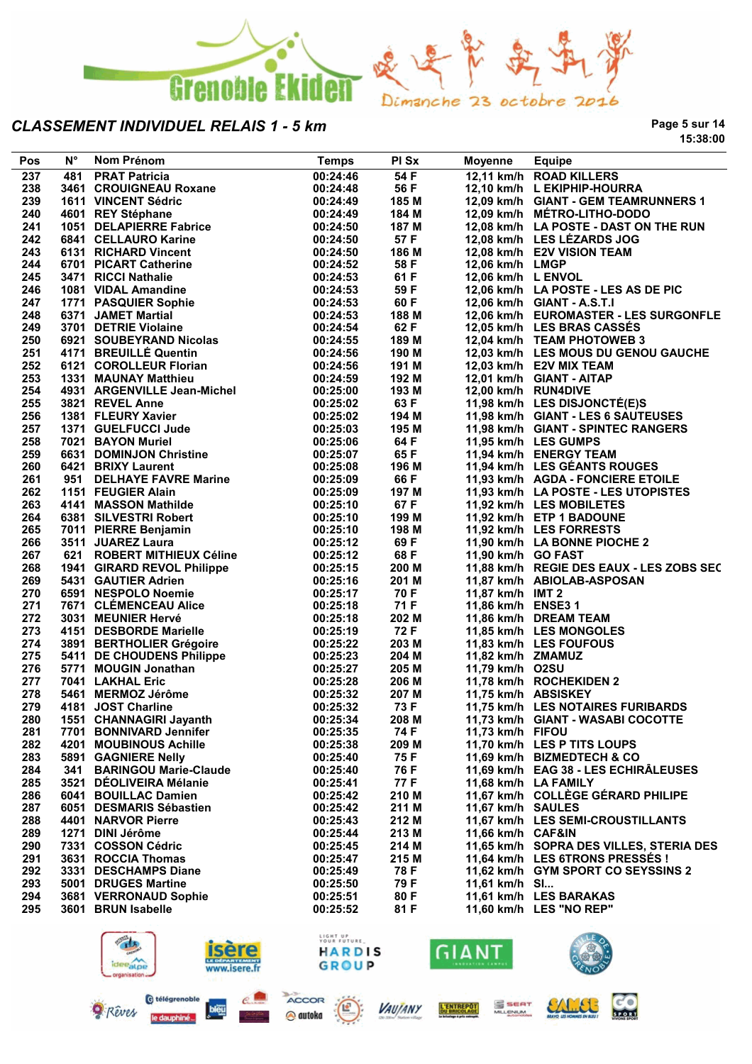Grenoble Ekiden — Dimanche 23 octobre 2016

## CLASSEMENT INDIVIDUEL RELAIS 1 - 5 km

15:38:00

| Pos | N° | Nom Prénom | Temps | Pl Sx | Moyenne | Equipe |
|---|---|---|---|---|---|---|
| 237 | 481 | PRAT Patricia | 00:24:46 | 54 F | 12,11 km/h | ROAD KILLERS |
| 238 | 3461 | CROUIGNEAU Roxane | 00:24:48 | 56 F | 12,10 km/h | L EKIPHIP-HOURRA |
| 239 | 1611 | VINCENT Sédric | 00:24:49 | 185 M | 12,09 km/h | GIANT - GEM TEAMRUNNERS 1 |
| 240 | 4601 | REY Stéphane | 00:24:49 | 184 M | 12,09 km/h | MÉTRO-LITHO-DODO |
| 241 | 1051 | DELAPIERRE Fabrice | 00:24:50 | 187 M | 12,08 km/h | LA POSTE - DAST ON THE RUN |
| 242 | 6841 | CELLAURO Karine | 00:24:50 | 57 F | 12,08 km/h | LES LÉZARDS JOG |
| 243 | 6131 | RICHARD Vincent | 00:24:50 | 186 M | 12,08 km/h | E2V VISION TEAM |
| 244 | 6701 | PICART Catherine | 00:24:52 | 58 F | 12,06 km/h | LMGP |
| 245 | 3471 | RICCI Nathalie | 00:24:53 | 61 F | 12,06 km/h | L ENVOL |
| 246 | 1081 | VIDAL Amandine | 00:24:53 | 59 F | 12,06 km/h | LA POSTE - LES AS DE PIC |
| 247 | 1771 | PASQUIER Sophie | 00:24:53 | 60 F | 12,06 km/h | GIANT - A.S.T.I |
| 248 | 6371 | JAMET Martial | 00:24:53 | 188 M | 12,06 km/h | EUROMASTER - LES SURGONFLE |
| 249 | 3701 | DETRIE Violaine | 00:24:54 | 62 F | 12,05 km/h | LES BRAS CASSÉS |
| 250 | 6921 | SOUBEYRAND Nicolas | 00:24:55 | 189 M | 12,04 km/h | TEAM PHOTOWEB 3 |
| 251 | 4171 | BREUILLÉ Quentin | 00:24:56 | 190 M | 12,03 km/h | LES MOUS DU GENOU GAUCHE |
| 252 | 6121 | COTTOLEUR Florian | 00:24:56 | 191 M | 12,03 km/h | E2V MIX TEAM |
| 253 | 1331 | MAUNAY Matthieu | 00:24:59 | 192 M | 12,01 km/h | GIANT - AITAP |
| 254 | 4931 | ARGENVILLE Jean-Michel | 00:25:00 | 193 M | 12,00 km/h | RUN4DIVE |
| 255 | 3821 | REVEL Anne | 00:25:02 | 63 F | 11,98 km/h | LES DISJONCTÉ(E)S |
| 256 | 1381 | FLEURY Xavier | 00:25:02 | 194 M | 11,98 km/h | GIANT - LES 6 SAUTEUSES |
| 257 | 1371 | GUELFUCCI Jude | 00:25:03 | 195 M | 11,98 km/h | GIANT - SPINTEC RANGERS |
| 258 | 7021 | BAYON Muriel | 00:25:06 | 64 F | 11,95 km/h | LES GUMPS |
| 259 | 6631 | DOMINJON Christine | 00:25:07 | 65 F | 11,94 km/h | ENERGY TEAM |
| 260 | 6421 | BRIXY Laurent | 00:25:08 | 196 M | 11,94 km/h | LES GÉANTS ROUGES |
| 261 | 951 | DELHAYE FAVRE Marine | 00:25:09 | 66 F | 11,93 km/h | AGDA - FONCIERE ETOILE |
| 262 | 1151 | FEUGIER Alain | 00:25:09 | 197 M | 11,93 km/h | LA POSTE - LES UTOPISTES |
| 263 | 4141 | MASSON Mathilde | 00:25:10 | 67 F | 11,92 km/h | LES MOBILETES |
| 264 | 6381 | SILVESTRI Robert | 00:25:10 | 199 M | 11,92 km/h | ETP 1 BADOUNE |
| 265 | 7011 | PIERRE Benjamin | 00:25:10 | 198 M | 11,92 km/h | LES FORRESTS |
| 266 | 3511 | JUAREZ Laura | 00:25:12 | 69 F | 11,90 km/h | LA BONNE PIOCHE 2 |
| 267 | 621 | ROBERT MITHIEUX Céline | 00:25:12 | 68 F | 11,90 km/h | GO FAST |
| 268 | 1941 | GIRARD REVOL Philippe | 00:25:15 | 200 M | 11,88 km/h | REGIE DES EAUX - LES ZOBS SEC |
| 269 | 5431 | GAUTIER Adrien | 00:25:16 | 201 M | 11,87 km/h | ABIOLAB-ASPOSAN |
| 270 | 6591 | NESPOLO Noemie | 00:25:17 | 70 F | 11,87 km/h | IMT 2 |
| 271 | 7671 | CLÉMENCEAU Alice | 00:25:18 | 71 F | 11,86 km/h | ENSE3 1 |
| 272 | 3031 | MEUNIER Hervé | 00:25:18 | 202 M | 11,86 km/h | DREAM TEAM |
| 273 | 4151 | DESBORDE Marielle | 00:25:19 | 72 F | 11,85 km/h | LES MONGOLES |
| 274 | 3891 | BERTHOLIER Grégoire | 00:25:22 | 203 M | 11,83 km/h | LES FOUFOUS |
| 275 | 5411 | DE CHOUDENS Philippe | 00:25:23 | 204 M | 11,82 km/h | ZMAMUZ |
| 276 | 5771 | MOUGIN Jonathan | 00:25:27 | 205 M | 11,79 km/h | O2SU |
| 277 | 7041 | LAKHAL Eric | 00:25:28 | 206 M | 11,78 km/h | ROCHEKIDEN 2 |
| 278 | 5461 | MERMOZ Jérôme | 00:25:32 | 207 M | 11,75 km/h | ABSISKEY |
| 279 | 4181 | JOST Charline | 00:25:32 | 73 F | 11,75 km/h | LES NOTAIRES FURIBARDS |
| 280 | 1551 | CHANNAGIRI Jayanth | 00:25:34 | 208 M | 11,73 km/h | GIANT - WASABI COCOTTE |
| 281 | 7701 | BONNIVARD Jennifer | 00:25:35 | 74 F | 11,73 km/h | FIFOU |
| 282 | 4201 | MOUBINOUS Achille | 00:25:38 | 209 M | 11,70 km/h | LES P TITS LOUPS |
| 283 | 5891 | GAGNIERE Nelly | 00:25:40 | 75 F | 11,69 km/h | BIZMEDTECH & CO |
| 284 | 341 | BARINGOU Marie-Claude | 00:25:40 | 76 F | 11,69 km/h | EAG 38 - LES ECHIRÂLEUSES |
| 285 | 3521 | DÉOLIVEIRA Mélanie | 00:25:41 | 77 F | 11,68 km/h | LA FAMILY |
| 286 | 6041 | BOUILLAC Damien | 00:25:42 | 210 M | 11,67 km/h | COLLÈGE GÉRARD PHILIPE |
| 287 | 6051 | DESMARIS Sébastien | 00:25:42 | 211 M | 11,67 km/h | SAULES |
| 288 | 4401 | NARVOR Pierre | 00:25:43 | 212 M | 11,67 km/h | LES SEMI-CROUSTILLANTS |
| 289 | 1271 | DINI Jérôme | 00:25:44 | 213 M | 11,66 km/h | CAF&IN |
| 290 | 7331 | COSSON Cédric | 00:25:45 | 214 M | 11,65 km/h | SOPRA DES VILLES, STERIA DES |
| 291 | 3631 | ROCCIA Thomas | 00:25:47 | 215 M | 11,64 km/h | LES 6TRONS PRESSÉS ! |
| 292 | 3331 | DESCHAMPS Diane | 00:25:49 | 78 F | 11,62 km/h | GYM SPORT CO SEYSSINS 2 |
| 293 | 5001 | DRUGES Martine | 00:25:50 | 79 F | 11,61 km/h | SI... |
| 294 | 3681 | VERRONAUD Sophie | 00:25:51 | 80 F | 11,61 km/h | LES BARAKAS |
| 295 | 3601 | BRUN Isabelle | 00:25:52 | 81 F | 11,60 km/h | LES "NO REP" |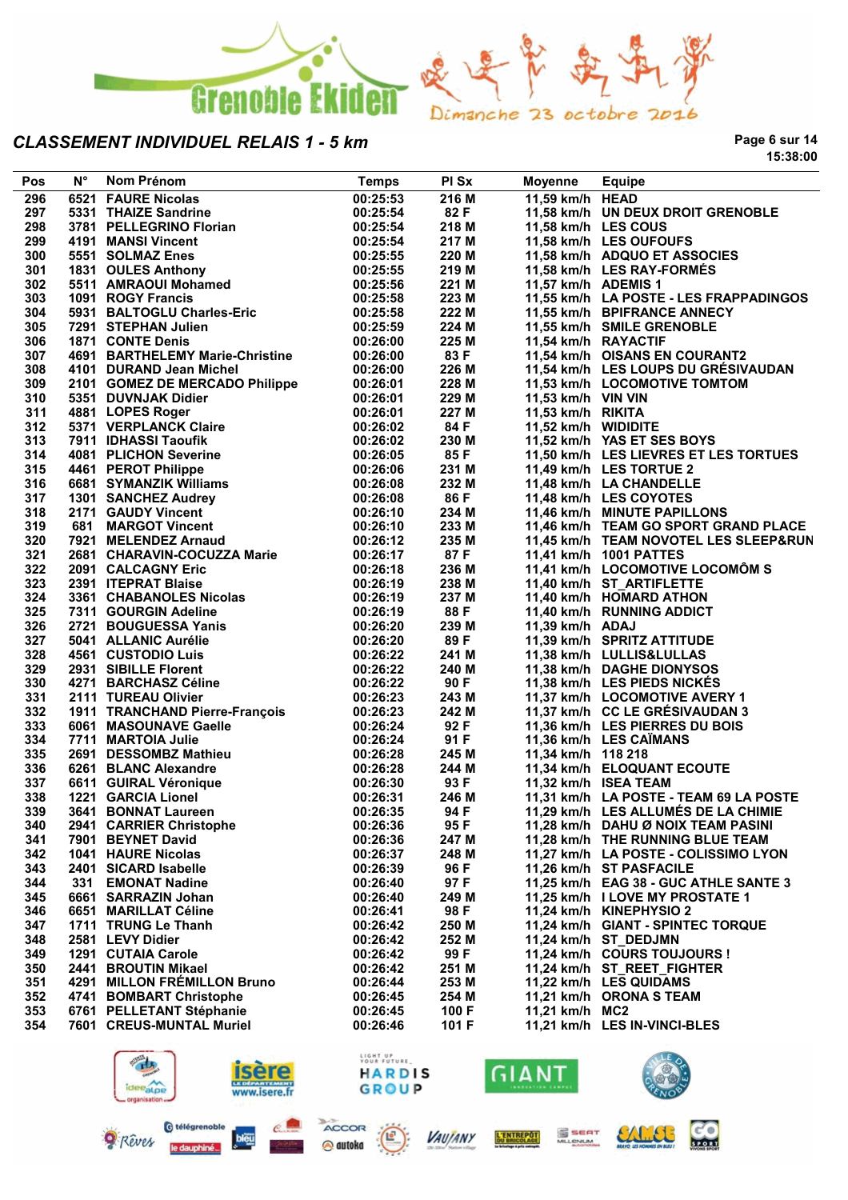Grenoble Ekiden

Dimanche 23 octobre 2016

## CLASSEMENT INDIVIDUEL RELAIS 1 - 5 km

15:38:00

| Pos | N° | Nom Prénom | Temps | Pl Sx | Moyenne | Equipe |
|---|---|---|---|---|---|---|
| 296 | 6521 | FAURE Nicolas | 00:25:53 | 216 M | 11,59 km/h | HEAD |
| 297 | 5331 | THAIZE Sandrine | 00:25:54 | 82 F | 11,58 km/h | UN DEUX DROIT GRENOBLE |
| 298 | 3781 | PELLEGRINO Florian | 00:25:54 | 218 M | 11,58 km/h | LES COUS |
| 299 | 4191 | MANSI Vincent | 00:25:54 | 217 M | 11,58 km/h | LES OUFOUFS |
| 300 | 5551 | SOLMAZ Enes | 00:25:55 | 220 M | 11,58 km/h | ADQUO ET ASSOCIES |
| 301 | 1831 | OULES Anthony | 00:25:55 | 219 M | 11,58 km/h | LES RAY-FORMÉS |
| 302 | 5511 | AMRAOUI Mohamed | 00:25:56 | 221 M | 11,57 km/h | ADEMIS 1 |
| 303 | 1091 | ROGY Francis | 00:25:58 | 223 M | 11,55 km/h | LA POSTE - LES FRAPPADINGOS |
| 304 | 5931 | BALTOGLU Charles-Eric | 00:25:58 | 222 M | 11,55 km/h | BPIFRANCE ANNECY |
| 305 | 7291 | STEPHAN Julien | 00:25:59 | 224 M | 11,55 km/h | SMILE GRENOBLE |
| 306 | 1871 | CONTE Denis | 00:26:00 | 225 M | 11,54 km/h | RAYACTIF |
| 307 | 4691 | BARTHELEMY Marie-Christine | 00:26:00 | 83 F | 11,54 km/h | OISANS EN COURANT2 |
| 308 | 4101 | DURAND Jean Michel | 00:26:00 | 226 M | 11,54 km/h | LES LOUPS DU GRÉSIVAUDAN |
| 309 | 2101 | GOMEZ DE MERCADO Philippe | 00:26:01 | 228 M | 11,53 km/h | LOCOMOTIVE TOMTOM |
| 310 | 5351 | DUVNJAK Didier | 00:26:01 | 229 M | 11,53 km/h | VIN VIN |
| 311 | 4881 | LOPES Roger | 00:26:01 | 227 M | 11,53 km/h | RIKITA |
| 312 | 5371 | VERPLANCK Claire | 00:26:02 | 84 F | 11,52 km/h | WIDIDITE |
| 313 | 7911 | IDHASSI Taoufik | 00:26:02 | 230 M | 11,52 km/h | YAS ET SES BOYS |
| 314 | 4081 | PLICHON Severine | 00:26:05 | 85 F | 11,50 km/h | LES LIEVRES ET LES TORTUES |
| 315 | 4461 | PEROT Philippe | 00:26:06 | 231 M | 11,49 km/h | LES TORTUE 2 |
| 316 | 6681 | SYMANZIK Williams | 00:26:08 | 232 M | 11,48 km/h | LA CHANDELLE |
| 317 | 1301 | SANCHEZ Audrey | 00:26:08 | 86 F | 11,48 km/h | LES COYOTES |
| 318 | 2171 | GAUDY Vincent | 00:26:10 | 234 M | 11,46 km/h | MINUTE PAPILLONS |
| 319 | 681 | MARGOT Vincent | 00:26:10 | 233 M | 11,46 km/h | TEAM GO SPORT GRAND PLACE |
| 320 | 7921 | MELENDEZ Arnaud | 00:26:12 | 235 M | 11,45 km/h | TEAM NOVOTEL LES SLEEP&RUN |
| 321 | 2681 | CHARAVIN-COCUZZA Marie | 00:26:17 | 87 F | 11,41 km/h | 1001 PATTES |
| 322 | 2091 | CALCAGNY Eric | 00:26:18 | 236 M | 11,41 km/h | LOCOMOTIVE LOCOMÔM S |
| 323 | 2391 | ITEPRAT Blaise | 00:26:19 | 238 M | 11,40 km/h | ST_ARTIFLETTE |
| 324 | 3361 | CHABANOLES Nicolas | 00:26:19 | 237 M | 11,40 km/h | HOMARD ATHON |
| 325 | 7311 | GOURGIN Adeline | 00:26:19 | 88 F | 11,40 km/h | RUNNING ADDICT |
| 326 | 2721 | BOUGUESSA Yanis | 00:26:20 | 239 M | 11,39 km/h | ADAJ |
| 327 | 5041 | ALLANIC Aurélie | 00:26:20 | 89 F | 11,39 km/h | SPRITZ ATTITUDE |
| 328 | 4561 | CUSTODIO Luis | 00:26:22 | 241 M | 11,38 km/h | LULLIS&LULLAS |
| 329 | 2931 | SIBILLE Florent | 00:26:22 | 240 M | 11,38 km/h | DAGHE DIONYSOS |
| 330 | 4271 | BARCHASZ Céline | 00:26:22 | 90 F | 11,38 km/h | LES PIEDS NICKÉS |
| 331 | 2111 | TUREAU Olivier | 00:26:23 | 243 M | 11,37 km/h | LOCOMOTIVE AVERY 1 |
| 332 | 1911 | TRANCHAND Pierre-François | 00:26:23 | 242 M | 11,37 km/h | CC LE GRÉSIVAUDAN 3 |
| 333 | 6061 | MASOUNAVE Gaelle | 00:26:24 | 92 F | 11,36 km/h | LES PIERRES DU BOIS |
| 334 | 7711 | MARTOIA Julie | 00:26:24 | 91 F | 11,36 km/h | LES CAÏMANS |
| 335 | 2691 | DESSOMBZ Mathieu | 00:26:28 | 245 M | 11,34 km/h | 118 218 |
| 336 | 6261 | BLANC Alexandre | 00:26:28 | 244 M | 11,34 km/h | ELOQUANT ECOUTE |
| 337 | 6611 | GUIRAL Véronique | 00:26:30 | 93 F | 11,32 km/h | ISEA TEAM |
| 338 | 1221 | GARCIA Lionel | 00:26:31 | 246 M | 11,31 km/h | LA POSTE - TEAM 69 LA POSTE |
| 339 | 3641 | BONNAT Laureen | 00:26:35 | 94 F | 11,29 km/h | LES ALLUMÉS DE LA CHIMIE |
| 340 | 2941 | CARRIER Christophe | 00:26:36 | 95 F | 11,28 km/h | DAHU Ø NOIX TEAM PASINI |
| 341 | 7901 | BEYNET David | 00:26:36 | 247 M | 11,28 km/h | THE RUNNING BLUE TEAM |
| 342 | 1041 | HAURE Nicolas | 00:26:37 | 248 M | 11,27 km/h | LA POSTE - COLISSIMO LYON |
| 343 | 2401 | SICARD Isabelle | 00:26:39 | 96 F | 11,26 km/h | ST PASFACILE |
| 344 | 331 | EMONAT Nadine | 00:26:40 | 97 F | 11,25 km/h | EAG 38 - GUC ATHLE SANTE 3 |
| 345 | 6661 | SARRAZIN Johan | 00:26:40 | 249 M | 11,25 km/h | I LOVE MY PROSTATE 1 |
| 346 | 6651 | MARILLAT Céline | 00:26:41 | 98 F | 11,24 km/h | KINEPHYSIO 2 |
| 347 | 1711 | TRUNG Le Thanh | 00:26:42 | 250 M | 11,24 km/h | GIANT - SPINTEC TORQUE |
| 348 | 2581 | LEVY Didier | 00:26:42 | 252 M | 11,24 km/h | ST_DEDJMN |
| 349 | 1291 | CUTAIA Carole | 00:26:42 | 99 F | 11,24 km/h | COURS TOUJOURS ! |
| 350 | 2441 | BROUTIN Mikael | 00:26:42 | 251 M | 11,24 km/h | ST_REET_FIGHTER |
| 351 | 4291 | MILLON FRÉMILLON Bruno | 00:26:44 | 253 M | 11,22 km/h | LES QUIDAMS |
| 352 | 4741 | BOMBART Christophe | 00:26:45 | 254 M | 11,21 km/h | ORONA S TEAM |
| 353 | 6761 | PELLETANT Stéphanie | 00:26:45 | 100 F | 11,21 km/h | MC2 |
| 354 | 7601 | CREUS-MUNTAL Muriel | 00:26:46 | 101 F | 11,21 km/h | LES IN-VINCI-BLES |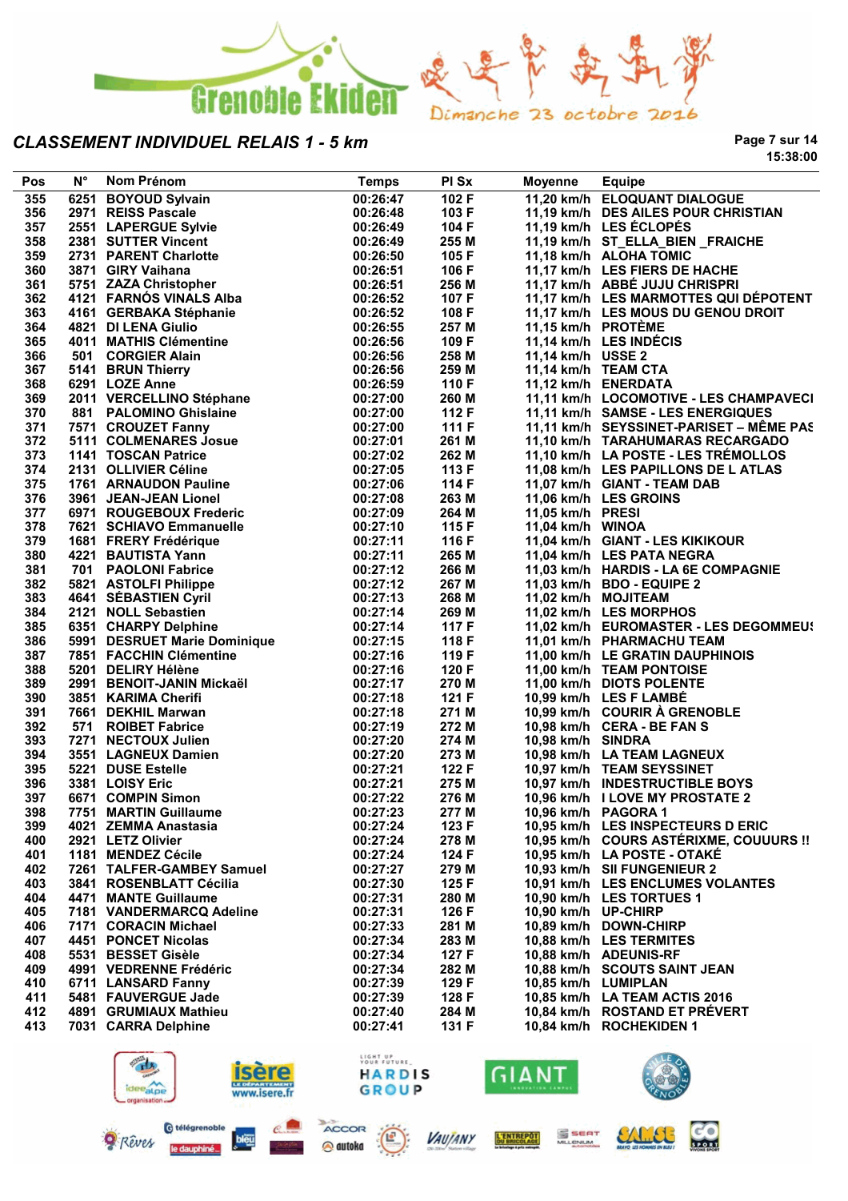Grenoble Ekiden — Dimanche 23 octobre 2016

## CLASSEMENT INDIVIDUEL RELAIS 1 - 5 km

15:38:00

| Pos | N° | Nom Prénom | Temps | Pl Sx | Moyenne | Equipe |
|---|---|---|---|---|---|---|
| 355 | 6251 | BOYOUD Sylvain | 00:26:47 | 102 F | 11,20 km/h | ELOQUANT DIALOGUE |
| 356 | 2971 | REISS Pascale | 00:26:48 | 103 F | 11,19 km/h | DES AILES POUR CHRISTIAN |
| 357 | 2551 | LAPERGUE Sylvie | 00:26:49 | 104 F | 11,19 km/h | LES ÉCLOPÉS |
| 358 | 2381 | SUTTER Vincent | 00:26:49 | 255 M | 11,19 km/h | ST_ELLA_BIEN _FRAICHE |
| 359 | 2731 | PARENT Charlotte | 00:26:50 | 105 F | 11,18 km/h | ALOHA TOMIC |
| 360 | 3871 | GIRY Vaihana | 00:26:51 | 106 F | 11,17 km/h | LES FIERS DE HACHE |
| 361 | 5751 | ZAZA Christopher | 00:26:51 | 256 M | 11,17 km/h | ABBÉ JUJU CHRISPRI |
| 362 | 4121 | FARNÓS VINALS Alba | 00:26:52 | 107 F | 11,17 km/h | LES MARMOTTES QUI DÉPOTENT |
| 363 | 4161 | GERBAKA Stéphanie | 00:26:52 | 108 F | 11,17 km/h | LES MOUS DU GENOU DROIT |
| 364 | 4821 | DI LENA Giulio | 00:26:55 | 257 M | 11,15 km/h | PROTÈME |
| 365 | 4011 | MATHIS Clémentine | 00:26:56 | 109 F | 11,14 km/h | LES INDÉCIS |
| 366 | 501 | CORGIER Alain | 00:26:56 | 258 M | 11,14 km/h | USSE 2 |
| 367 | 5141 | BRUN Thierry | 00:26:56 | 259 M | 11,14 km/h | TEAM CTA |
| 368 | 6291 | LOZE Anne | 00:26:59 | 110 F | 11,12 km/h | ENERDATA |
| 369 | 2011 | VERCELLINO Stéphane | 00:27:00 | 260 M | 11,11 km/h | LOCOMOTIVE - LES CHAMPAVECI |
| 370 | 881 | PALOMINO Ghislaine | 00:27:00 | 112 F | 11,11 km/h | SAMSE - LES ENERGIQUES |
| 371 | 7571 | CROUZET Fanny | 00:27:00 | 111 F | 11,11 km/h | SEYSSINET-PARISET – MÊME PAS |
| 372 | 5111 | COLMENARES Josue | 00:27:01 | 261 M | 11,10 km/h | TARAHUMARAS RECARGADO |
| 373 | 1141 | TOSCAN Patrice | 00:27:02 | 262 M | 11,10 km/h | LA POSTE - LES TRÉMOLLOS |
| 374 | 2131 | OLLIVIER Céline | 00:27:05 | 113 F | 11,08 km/h | LES PAPILLONS DE L ATLAS |
| 375 | 1761 | ARNAUDON Pauline | 00:27:06 | 114 F | 11,07 km/h | GIANT - TEAM DAB |
| 376 | 3961 | JEAN-JEAN Lionel | 00:27:08 | 263 M | 11,06 km/h | LES GROINS |
| 377 | 6971 | ROUGEBOUX Frederic | 00:27:09 | 264 M | 11,05 km/h | PRESI |
| 378 | 7621 | SCHIAVO Emmanuelle | 00:27:10 | 115 F | 11,04 km/h | WINOA |
| 379 | 1681 | FRERY Frédérique | 00:27:11 | 116 F | 11,04 km/h | GIANT - LES KIKIKOUR |
| 380 | 4221 | BAUTISTA Yann | 00:27:11 | 265 M | 11,04 km/h | LES PATA NEGRA |
| 381 | 701 | PAOLONI Fabrice | 00:27:12 | 266 M | 11,03 km/h | HARDIS - LA 6E COMPAGNIE |
| 382 | 5821 | ASTOLFI Philippe | 00:27:12 | 267 M | 11,03 km/h | BDO - EQUIPE 2 |
| 383 | 4641 | SÉBASTIEN Cyril | 00:27:13 | 268 M | 11,02 km/h | MOJITEAM |
| 384 | 2121 | NOLL Sebastien | 00:27:14 | 269 M | 11,02 km/h | LES MORPHOS |
| 385 | 6351 | CHARPY Delphine | 00:27:14 | 117 F | 11,02 km/h | EUROMASTER - LES DEGOMMEU |
| 386 | 5991 | DESRUET Marie Dominique | 00:27:15 | 118 F | 11,01 km/h | PHARMACHU TEAM |
| 387 | 7851 | FACCHIN Clémentine | 00:27:16 | 119 F | 11,00 km/h | LE GRATIN DAUPHINOIS |
| 388 | 5201 | DELIRY Hélène | 00:27:16 | 120 F | 11,00 km/h | TEAM PONTOISE |
| 389 | 2991 | BENOIT-JANIN Mickaël | 00:27:17 | 270 M | 11,00 km/h | DIOTS POLENTE |
| 390 | 3851 | KARIMA Cherifi | 00:27:18 | 121 F | 10,99 km/h | LES F LAMBÉ |
| 391 | 7661 | DEKHIL Marwan | 00:27:18 | 271 M | 10,99 km/h | COURIR À GRENOBLE |
| 392 | 571 | ROIBET Fabrice | 00:27:19 | 272 M | 10,98 km/h | CERA - BE FAN S |
| 393 | 7271 | NECTOUX Julien | 00:27:20 | 274 M | 10,98 km/h | SINDRA |
| 394 | 3551 | LAGNEUX Damien | 00:27:20 | 273 M | 10,98 km/h | LA TEAM LAGNEUX |
| 395 | 5221 | DUSE Estelle | 00:27:21 | 122 F | 10,97 km/h | TEAM SEYSSINET |
| 396 | 3381 | LOISY Eric | 00:27:21 | 275 M | 10,97 km/h | INDESTRUCTIBLE BOYS |
| 397 | 6671 | COMPIN Simon | 00:27:22 | 276 M | 10,96 km/h | I LOVE MY PROSTATE 2 |
| 398 | 7751 | MARTIN Guillaume | 00:27:23 | 277 M | 10,96 km/h | PAGORA 1 |
| 399 | 4021 | ZEMMA Anastasia | 00:27:24 | 123 F | 10,95 km/h | LES INSPECTEURS D ERIC |
| 400 | 2921 | LETZ Olivier | 00:27:24 | 278 M | 10,95 km/h | COURS ASTÉRIXME, COUUURS !! |
| 401 | 1181 | MENDEZ Cécile | 00:27:24 | 124 F | 10,95 km/h | LA POSTE - OTAKÉ |
| 402 | 7261 | TALFER-GAMBEY Samuel | 00:27:27 | 279 M | 10,93 km/h | SII FUNGENIEUR 2 |
| 403 | 3841 | ROSENBLATT Cécilia | 00:27:30 | 125 F | 10,91 km/h | LES ENCLUMES VOLANTES |
| 404 | 4471 | MANTE Guillaume | 00:27:31 | 280 M | 10,90 km/h | LES TORTUES 1 |
| 405 | 7181 | VANDERMARCQ Adeline | 00:27:31 | 126 F | 10,90 km/h | UP-CHIRP |
| 406 | 7171 | CORACIN Michael | 00:27:33 | 281 M | 10,89 km/h | DOWN-CHIRP |
| 407 | 4451 | PONCET Nicolas | 00:27:34 | 283 M | 10,88 km/h | LES TERMITES |
| 408 | 5531 | BESSET Gisèle | 00:27:34 | 127 F | 10,88 km/h | ADEUNIS-RF |
| 409 | 4991 | VEDRENNE Frédéric | 00:27:34 | 282 M | 10,88 km/h | SCOUTS SAINT JEAN |
| 410 | 6711 | LANSARD Fanny | 00:27:39 | 129 F | 10,85 km/h | LUMIPLAN |
| 411 | 5481 | FAUVERGUE Jade | 00:27:39 | 128 F | 10,85 km/h | LA TEAM ACTIS 2016 |
| 412 | 4891 | GRUMIAUX Mathieu | 00:27:40 | 284 M | 10,84 km/h | ROSTAND ET PRÉVERT |
| 413 | 7031 | CARRA Delphine | 00:27:41 | 131 F | 10,84 km/h | ROCHEKIDEN 1 |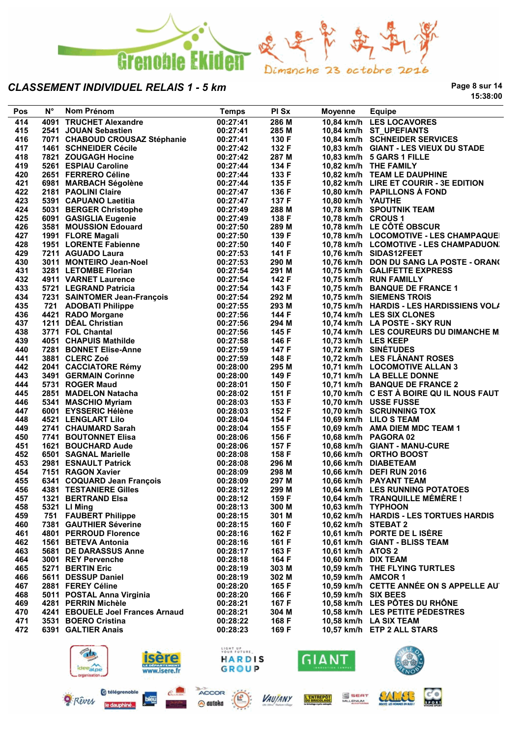Grenoble Ekiden — Dimanche 23 octobre 2016

## CLASSEMENT INDIVIDUEL RELAIS 1 - 5 km

15:38:00

| Pos | N° | Nom Prénom | Temps | Pl Sx | Moyenne | Equipe |
|---|---|---|---|---|---|---|
| 414 | 4091 | TRUCHET Alexandre | 00:27:41 | 286 M | 10,84 km/h | LES LOCAVORES |
| 415 | 2541 | JOUAN Sebastien | 00:27:41 | 285 M | 10,84 km/h | ST_UPEFIANTS |
| 416 | 7071 | CHABOUD CROUSAZ Stéphanie | 00:27:41 | 130 F | 10,84 km/h | SCHNEIDER SERVICES |
| 417 | 1461 | SCHNEIDER Cécile | 00:27:42 | 132 F | 10,83 km/h | GIANT - LES VIEUX DU STADE |
| 418 | 7821 | ZOUGAGH Hocine | 00:27:42 | 287 M | 10,83 km/h | 5 GARS 1 FILLE |
| 419 | 5261 | ESPIAU Caroline | 00:27:44 | 134 F | 10,82 km/h | THE FAMILY |
| 420 | 2651 | FERRERO Céline | 00:27:44 | 133 F | 10,82 km/h | TEAM LE DAUPHINE |
| 421 | 6981 | MARBACH Ségolène | 00:27:44 | 135 F | 10,82 km/h | LIRE ET COURIR - 3E EDITION |
| 422 | 2181 | PAOLINI Claire | 00:27:47 | 136 F | 10,80 km/h | PAPILLONS À FOND |
| 423 | 5391 | CAPUANO Laetitia | 00:27:47 | 137 F | 10,80 km/h | YAUTHE |
| 424 | 5031 | BERGER Christophe | 00:27:49 | 288 M | 10,78 km/h | SPOUTNIK TEAM |
| 425 | 6091 | GASIGLIA Eugenie | 00:27:49 | 138 F | 10,78 km/h | CROUS 1 |
| 426 | 3581 | MOUSSION Edouard | 00:27:50 | 289 M | 10,78 km/h | LE CÔTÉ OBSCUR |
| 427 | 1991 | FLORE Magali | 00:27:50 | 139 F | 10,78 km/h | LOCOMOTIVE - LES CHAMPAQUE |
| 428 | 1951 | LORENTE Fabienne | 00:27:50 | 140 F | 10,78 km/h | LCOMOTIVE - LES CHAMPADUON |
| 429 | 7211 | AGUADO Laura | 00:27:53 | 141 F | 10,76 km/h | SIDAS12FEET |
| 430 | 3011 | MONTEIRO Jean-Noel | 00:27:53 | 290 M | 10,76 km/h | DON DU SANG LA POSTE - ORAN |
| 431 | 3281 | LETOMBE Florian | 00:27:54 | 291 M | 10,75 km/h | GALIFETTE EXPRESS |
| 432 | 4911 | VARNET Laurence | 00:27:54 | 142 F | 10,75 km/h | RUN FAMILLY |
| 433 | 5721 | LEGRAND Patricia | 00:27:54 | 143 F | 10,75 km/h | BANQUE DE FRANCE 1 |
| 434 | 7231 | SAINTOMER Jean-François | 00:27:54 | 292 M | 10,75 km/h | SIEMENS TROIS |
| 435 | 721 | ADOBATI Philippe | 00:27:55 | 293 M | 10,75 km/h | HARDIS - LES HARDISSIENS VOL |
| 436 | 4421 | RADO Morgane | 00:27:56 | 144 F | 10,74 km/h | LES SIX CLONES |
| 437 | 1211 | DÉAL Christian | 00:27:56 | 294 M | 10,74 km/h | LA POSTE - SKY RUN |
| 438 | 3771 | FOL Chantal | 00:27:56 | 145 F | 10,74 km/h | LES COUREURS DU DIMANCHE M |
| 439 | 4051 | CHAPUIS Mathilde | 00:27:58 | 146 F | 10,73 km/h | LES KEEP |
| 440 | 7281 | BONNET Elise-Anne | 00:27:59 | 147 F | 10,72 km/h | SINÉTUDES |
| 441 | 3881 | CLERC Zoé | 00:27:59 | 148 F | 10,72 km/h | LES FLÂNANT ROSES |
| 442 | 2041 | CACCIATORE Rémy | 00:28:00 | 295 M | 10,71 km/h | LOCOMOTIVE ALLAN 3 |
| 443 | 3491 | GERMAIN Corinne | 00:28:00 | 149 F | 10,71 km/h | LA BELLE DONNE |
| 444 | 5731 | ROGER Maud | 00:28:01 | 150 F | 10,71 km/h | BANQUE DE FRANCE 2 |
| 445 | 2851 | MADELON Natacha | 00:28:02 | 151 F | 10,70 km/h | C EST À BOIRE QU IL NOUS FAUT |
| 446 | 5341 | MASCHIO Myriam | 00:28:03 | 153 F | 10,70 km/h | USSE FUSSE |
| 447 | 6001 | EYSSERIC Hélène | 00:28:03 | 152 F | 10,70 km/h | SCRUNNING TOX |
| 448 | 4521 | LENGLART Lilo | 00:28:04 | 154 F | 10,69 km/h | LILO S TEAM |
| 449 | 2741 | CHAUMARD Sarah | 00:28:04 | 155 F | 10,69 km/h | AMA DIEM MDC TEAM 1 |
| 450 | 7741 | BOUTONNET Elisa | 00:28:06 | 156 F | 10,68 km/h | PAGORA 02 |
| 451 | 1621 | BOUCHARD Aude | 00:28:06 | 157 F | 10,68 km/h | GIANT - MANU-CURE |
| 452 | 6501 | SAGNAL Marielle | 00:28:08 | 158 F | 10,66 km/h | ORTHO BOOST |
| 453 | 2981 | ESNAULT Patrick | 00:28:08 | 296 M | 10,66 km/h | DIABETEAM |
| 454 | 7151 | RAGON Xavier | 00:28:09 | 298 M | 10,66 km/h | DEFI RUN 2016 |
| 455 | 6341 | COQUARD Jean François | 00:28:09 | 297 M | 10,66 km/h | PAYANT TEAM |
| 456 | 4381 | TESTANIERE Gilles | 00:28:12 | 299 M | 10,64 km/h | LES RUNNING POTATOES |
| 457 | 1321 | BERTRAND Elsa | 00:28:12 | 159 F | 10,64 km/h | TRANQUILLE MÉMÈRE ! |
| 458 | 5321 | LI Ming | 00:28:13 | 300 M | 10,63 km/h | TYPHOON |
| 459 | 751 | FAUBERT Philippe | 00:28:15 | 301 M | 10,62 km/h | HARDIS - LES TORTUES HARDIS |
| 460 | 7381 | GAUTHIER Séverine | 00:28:15 | 160 F | 10,62 km/h | STEBAT 2 |
| 461 | 4801 | PERROUD Florence | 00:28:16 | 162 F | 10,61 km/h | PORTE DE L ISÈRE |
| 462 | 1561 | BETEVA Antonia | 00:28:16 | 161 F | 10,61 km/h | GIANT - BLISS TEAM |
| 463 | 5681 | DE DARASSUS Anne | 00:28:17 | 163 F | 10,61 km/h | ATOS 2 |
| 464 | 3001 | REY Pervenche | 00:28:18 | 164 F | 10,60 km/h | DIX TEAM |
| 465 | 5271 | BERTIN Eric | 00:28:19 | 303 M | 10,59 km/h | THE FLYING TURTLES |
| 466 | 5611 | DESSUP Daniel | 00:28:19 | 302 M | 10,59 km/h | AMCOR 1 |
| 467 | 2881 | FEREY Céline | 00:28:20 | 165 F | 10,59 km/h | CETTE ANNÉE ON S APPELLE AU |
| 468 | 5011 | POSTAL Anna Virginia | 00:28:20 | 166 F | 10,59 km/h | SIX BEES |
| 469 | 4281 | PERRIN Michèle | 00:28:21 | 167 F | 10,58 km/h | LES PÔTES DU RHÔNE |
| 470 | 4241 | EBOUELE Joel Frances Arnaud | 00:28:21 | 304 M | 10,58 km/h | LES PETITE PÉDESTRES |
| 471 | 3531 | BOERO Cristina | 00:28:22 | 168 F | 10,58 km/h | LA SIX TEAM |
| 472 | 6391 | GALTIER Anais | 00:28:23 | 169 F | 10,57 km/h | ETP 2 ALL STARS |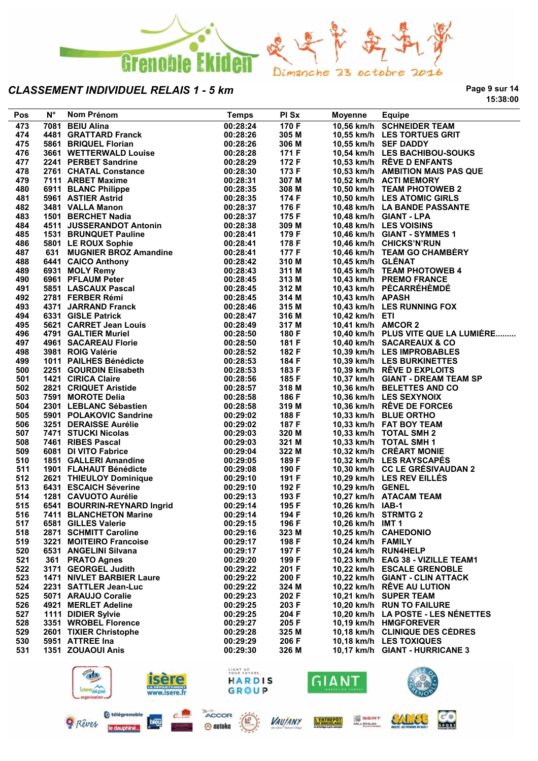Grenoble Ekiden Dimanche 23 octobre 2016

## CLASSEMENT INDIVIDUEL RELAIS 1 - 5 km

15:38:00

| Pos | N° | Nom Prénom | Temps | Pl Sx | Moyenne | Equipe |
|---|---|---|---|---|---|---|
| 473 | 7081 | BEIU Alina | 00:28:24 | 170 F | 10,56 km/h | SCHNEIDER TEAM |
| 474 | 4481 | GRATTARD Franck | 00:28:26 | 305 M | 10,55 km/h | LES TORTUES GRIT |
| 475 | 5861 | BRIQUEL Florian | 00:28:26 | 306 M | 10,55 km/h | SEF DADDY |
| 476 | 3661 | WETTERWALD Louise | 00:28:28 | 171 F | 10,54 km/h | LES BACHIBOU-SOUKS |
| 477 | 2241 | PERBET Sandrine | 00:28:29 | 172 F | 10,53 km/h | RÊVE D ENFANTS |
| 478 | 2761 | CHATAL Constance | 00:28:30 | 173 F | 10,53 km/h | AMBITION MAIS PAS QUE |
| 479 | 7111 | ARBET Maxime | 00:28:31 | 307 M | 10,52 km/h | ACTI MEMORY |
| 480 | 6911 | BLANC Philippe | 00:28:35 | 308 M | 10,50 km/h | TEAM PHOTOWEB 2 |
| 481 | 5961 | ASTIER Astrid | 00:28:35 | 174 F | 10,50 km/h | LES ATOMIC GIRLS |
| 482 | 3481 | VALLA Manon | 00:28:37 | 176 F | 10,48 km/h | LA BANDE PASSANTE |
| 483 | 1501 | BERCHET Nadia | 00:28:37 | 175 F | 10,48 km/h | GIANT - LPA |
| 484 | 4511 | JUSSERANDOT Antonin | 00:28:38 | 309 M | 10,48 km/h | LES VOISINS |
| 485 | 1531 | BRUNQUET Pauline | 00:28:41 | 179 F | 10,46 km/h | GIANT - SYMMES 1 |
| 486 | 5801 | LE ROUX Sophie | 00:28:41 | 178 F | 10,46 km/h | CHICKS'N'RUN |
| 487 | 631 | MUGNIER BROZ Amandine | 00:28:41 | 177 F | 10,46 km/h | TEAM GO CHAMBÉRY |
| 488 | 6441 | CAICO Anthony | 00:28:42 | 310 M | 10,45 km/h | GLÉNAT |
| 489 | 6931 | MOLY Remy | 00:28:43 | 311 M | 10,45 km/h | TEAM PHOTOWEB 4 |
| 490 | 6961 | PFLAUM Peter | 00:28:45 | 313 M | 10,43 km/h | PREMO FRANCE |
| 491 | 5851 | LASCAUX Pascal | 00:28:45 | 312 M | 10,43 km/h | PÉCARRÉHÈMDÉ |
| 492 | 2781 | FERBER Rémi | 00:28:45 | 314 M | 10,43 km/h | APASH |
| 493 | 4371 | JARRAND Franck | 00:28:46 | 315 M | 10,43 km/h | LES RUNNING FOX |
| 494 | 6331 | GISLE Patrick | 00:28:47 | 316 M | 10,42 km/h | ETI |
| 495 | 5621 | CARRET Jean Louis | 00:28:49 | 317 M | 10,41 km/h | AMCOR 2 |
| 496 | 4791 | GALTIER Muriel | 00:28:50 | 180 F | 10,40 km/h | PLUS VITE QUE LA LUMIÈRE......... |
| 497 | 4961 | SACAREAU Florie | 00:28:50 | 181 F | 10,40 km/h | SACAREAUX & CO |
| 498 | 3981 | ROIG Valérie | 00:28:52 | 182 F | 10,39 km/h | LES IMPROBABLES |
| 499 | 1011 | PAILHES Bénédicte | 00:28:53 | 184 F | 10,39 km/h | LES BURKINETTES |
| 500 | 2251 | GOURDIN Elisabeth | 00:28:53 | 183 F | 10,39 km/h | RÊVE D EXPLOITS |
| 501 | 1421 | CIRICA Claire | 00:28:56 | 185 F | 10,37 km/h | GIANT - DREAM TEAM SP |
| 502 | 2821 | CRIQUET Aristide | 00:28:57 | 318 M | 10,36 km/h | BELETTES AND CO |
| 503 | 7591 | MOROTE Delia | 00:28:58 | 186 F | 10,36 km/h | LES SEXYNOIX |
| 504 | 2301 | LEBLANC Sébastien | 00:28:58 | 319 M | 10,36 km/h | RÊVE DE FORCE6 |
| 505 | 5901 | POLAKOVIC Sandrine | 00:29:02 | 188 F | 10,33 km/h | BLUE ORTHO |
| 506 | 3251 | DERAISSE Aurélie | 00:29:02 | 187 F | 10,33 km/h | FAT BOY TEAM |
| 507 | 7471 | STUCKI Nicolas | 00:29:03 | 320 M | 10,33 km/h | TOTAL SMH 2 |
| 508 | 7461 | RIBES Pascal | 00:29:03 | 321 M | 10,33 km/h | TOTAL SMH 1 |
| 509 | 6081 | DI VITO Fabrice | 00:29:04 | 322 M | 10,32 km/h | CRÉART MONIE |
| 510 | 1851 | GALLERI Amandine | 00:29:05 | 189 F | 10,32 km/h | LES RAYSCAPÉS |
| 511 | 1901 | FLAHAUT Bénédicte | 00:29:08 | 190 F | 10,30 km/h | CC LE GRÉSIVAUDAN 2 |
| 512 | 2621 | THIEULOY Dominique | 00:29:10 | 191 F | 10,29 km/h | LES REV EILLÉS |
| 513 | 6431 | ESCAICH Séverine | 00:29:10 | 192 F | 10,29 km/h | GENEL |
| 514 | 1281 | CAVUOTO Aurélie | 00:29:13 | 193 F | 10,27 km/h | ATACAM TEAM |
| 515 | 6541 | BOURRIN-REYNARD Ingrid | 00:29:14 | 195 F | 10,26 km/h | IAB-1 |
| 516 | 7411 | BLANCHETON Marine | 00:29:14 | 194 F | 10,26 km/h | STRMTG 2 |
| 517 | 6581 | GILLES Valerie | 00:29:15 | 196 F | 10,26 km/h | IMT 1 |
| 518 | 2871 | SCHMITT Caroline | 00:29:16 | 323 M | 10,25 km/h | CAHEDONIO |
| 519 | 3221 | MOITEIRO Francoise | 00:29:17 | 198 F | 10,24 km/h | FAMILY |
| 520 | 6531 | ANGELINI Silvana | 00:29:17 | 197 F | 10,24 km/h | RUN4HELP |
| 521 | 361 | PRATO Agnes | 00:29:20 | 199 F | 10,23 km/h | EAG 38 - VIZILLE TEAM1 |
| 522 | 3171 | GEORGEL Judith | 00:29:22 | 201 F | 10,22 km/h | ESCALE GRENOBLE |
| 523 | 1471 | NIVLET BARBIER Laure | 00:29:22 | 200 F | 10,22 km/h | GIANT - CLIN ATTACK |
| 524 | 2231 | SATTLER Jean-Luc | 00:29:22 | 324 M | 10,22 km/h | RÊVE AU LUTION |
| 525 | 5071 | ARAUJO Coralie | 00:29:23 | 202 F | 10,21 km/h | SUPER TEAM |
| 526 | 4921 | MERLET Adeline | 00:29:25 | 203 F | 10,20 km/h | RUN TO FAILURE |
| 527 | 1111 | DIDIER Sylvie | 00:29:25 | 204 F | 10,20 km/h | LA POSTE - LES NÉNETTES |
| 528 | 3351 | WROBEL Florence | 00:29:27 | 205 F | 10,19 km/h | HMGFOREVER |
| 529 | 2601 | TIXIER Christophe | 00:29:28 | 325 M | 10,18 km/h | CLINIQUE DES CÈDRES |
| 530 | 5951 | ATTREE Ina | 00:29:29 | 206 F | 10,18 km/h | LES TOXIQUES |
| 531 | 1351 | ZOUAOUI Anis | 00:29:30 | 326 M | 10,17 km/h | GIANT - HURRICANE 3 |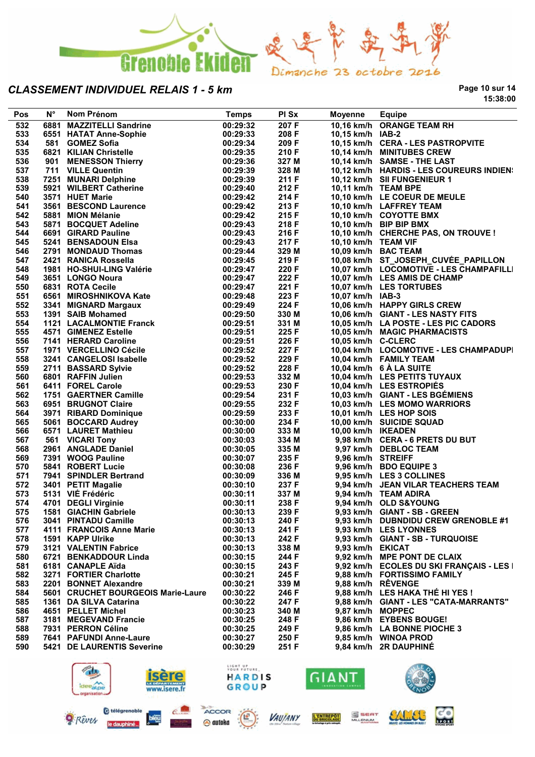## CLASSEMENT INDIVIDUEL RELAIS 1 - 5 km

15:38:00

| Pos | N° | Nom Prénom | Temps | Pl Sx | Moyenne | Equipe |
|---|---|---|---|---|---|---|
| 532 | 6881 | MAZZITELLI Sandrine | 00:29:32 | 207 F | 10,16 km/h | ORANGE TEAM RH |
| 533 | 6551 | HATAT Anne-Sophie | 00:29:33 | 208 F | 10,15 km/h | IAB-2 |
| 534 | 581 | GOMEZ Sofia | 00:29:34 | 209 F | 10,15 km/h | CERA - LES PASTROPVITE |
| 535 | 6821 | KILIAN Christelle | 00:29:35 | 210 F | 10,14 km/h | MINITUBES CREW |
| 536 | 901 | MENESSON Thierry | 00:29:36 | 327 M | 10,14 km/h | SAMSE - THE LAST |
| 537 | 711 | VILLE Quentin | 00:29:39 | 328 M | 10,12 km/h | HARDIS - LES COUREURS INDIEN: |
| 538 | 7251 | MUNARI Delphine | 00:29:39 | 211 F | 10,12 km/h | SII FUNGENIEUR 1 |
| 539 | 5921 | WILBERT Catherine | 00:29:40 | 212 F | 10,11 km/h | TEAM BPE |
| 540 | 3571 | HUET Marie | 00:29:42 | 214 F | 10,10 km/h | LE COEUR DE MEULE |
| 541 | 3561 | BESCOND Laurence | 00:29:42 | 213 F | 10,10 km/h | LAFFREY TEAM |
| 542 | 5881 | MION Mélanie | 00:29:42 | 215 F | 10,10 km/h | COYOTTE BMX |
| 543 | 5871 | BOCQUET Adeline | 00:29:43 | 218 F | 10,10 km/h | BIP BIP BMX |
| 544 | 6691 | GIRARD Pauline | 00:29:43 | 216 F | 10,10 km/h | CHERCHE PAS, ON TROUVE ! |
| 545 | 5241 | BENSADOUN Elsa | 00:29:43 | 217 F | 10,10 km/h | TEAM VIF |
| 546 | 2791 | MONDAUD Thomas | 00:29:44 | 329 M | 10,09 km/h | BAC TEAM |
| 547 | 2421 | RANICA Rossella | 00:29:45 | 219 F | 10,08 km/h | ST_JOSEPH_CUVÉE_PAPILLON |
| 548 | 1981 | HO-SHUI-LING Valérie | 00:29:47 | 220 F | 10,07 km/h | LOCOMOTIVE - LES CHAMPAFILLI |
| 549 | 3651 | LONGO Noura | 00:29:47 | 222 F | 10,07 km/h | LES AMIS DE CHAMP |
| 550 | 6831 | ROTA Cecile | 00:29:47 | 221 F | 10,07 km/h | LES TORTUBES |
| 551 | 6561 | MIROSHNIKOVA Kate | 00:29:48 | 223 F | 10,07 km/h | IAB-3 |
| 552 | 3341 | MIGNARD Margaux | 00:29:49 | 224 F | 10,06 km/h | HAPPY GIRLS CREW |
| 553 | 1391 | SAIB Mohamed | 00:29:50 | 330 M | 10,06 km/h | GIANT - LES NASTY FITS |
| 554 | 1121 | LACALMONTIE Franck | 00:29:51 | 331 M | 10,05 km/h | LA POSTE - LES PIC CADORS |
| 555 | 4571 | GIMENEZ Estelle | 00:29:51 | 225 F | 10,05 km/h | MAGIC PHARMACISTS |
| 556 | 7141 | HERARD Caroline | 00:29:51 | 226 F | 10,05 km/h | C-CLERC |
| 557 | 1971 | VERCELLINO Cécile | 00:29:52 | 227 F | 10,04 km/h | LOCOMOTIVE - LES CHAMPADUPI |
| 558 | 3241 | CANGELOSI Isabelle | 00:29:52 | 229 F | 10,04 km/h | FAMILY TEAM |
| 559 | 2711 | BASSARD Sylvie | 00:29:52 | 228 F | 10,04 km/h | 6 À LA SUITE |
| 560 | 6801 | RAFFIN Julien | 00:29:53 | 332 M | 10,04 km/h | LES PETITS TUYAUX |
| 561 | 6411 | FOREL Carole | 00:29:53 | 230 F | 10,04 km/h | LES ESTROPIÉS |
| 562 | 1751 | GAERTNER Camille | 00:29:54 | 231 F | 10,03 km/h | GIANT - LES BGÉMIENS |
| 563 | 6951 | BRUGNOT Claire | 00:29:55 | 232 F | 10,03 km/h | LES MOMO WARRIORS |
| 564 | 3971 | RIBARD Dominique | 00:29:59 | 233 F | 10,01 km/h | LES HOP SOIS |
| 565 | 5061 | BOCCARD Audrey | 00:30:00 | 234 F | 10,00 km/h | SUICIDE SQUAD |
| 566 | 6571 | LAURET Mathieu | 00:30:00 | 333 M | 10,00 km/h | IKEADEN |
| 567 | 561 | VICARI Tony | 00:30:03 | 334 M | 9,98 km/h | CERA - 6 PRETS DU BUT |
| 568 | 2961 | ANGLADE Daniel | 00:30:05 | 335 M | 9,97 km/h | DEBLOC TEAM |
| 569 | 7391 | WOOG Pauline | 00:30:07 | 235 F | 9,96 km/h | STREIFF |
| 570 | 5841 | ROBERT Lucie | 00:30:08 | 236 F | 9,96 km/h | BDO EQUIPE 3 |
| 571 | 7941 | SPINDLER Bertrand | 00:30:09 | 336 M | 9,95 km/h | LES 3 COLLINES |
| 572 | 3401 | PETIT Magalie | 00:30:10 | 237 F | 9,94 km/h | JEAN VILAR TEACHERS TEAM |
| 573 | 5131 | VIÉ Frédéric | 00:30:11 | 337 M | 9,94 km/h | TEAM ADIRA |
| 574 | 4701 | DEGLI Virginie | 00:30:11 | 238 F | 9,94 km/h | OLD S&YOUNG |
| 575 | 1581 | GIACHIN Gabriele | 00:30:13 | 239 F | 9,93 km/h | GIANT - SB - GREEN |
| 576 | 3041 | PINTADU Camille | 00:30:13 | 240 F | 9,93 km/h | DUBNDIDU CREW GRENOBLE #1 |
| 577 | 4111 | FRANCOIS Anne Marie | 00:30:13 | 241 F | 9,93 km/h | LES LYONNES |
| 578 | 1591 | KAPP Ulrike | 00:30:13 | 242 F | 9,93 km/h | GIANT - SB - TURQUOISE |
| 579 | 3121 | VALENTIN Fabrice | 00:30:13 | 338 M | 9,93 km/h | EKICAT |
| 580 | 6721 | BENKADDOUR Linda | 00:30:15 | 244 F | 9,92 km/h | MPE PONT DE CLAIX |
| 581 | 6181 | CANAPLE Aïda | 00:30:15 | 243 F | 9,92 km/h | ECOLES DU SKI FRANÇAIS - LES I |
| 582 | 3271 | FORTIER Charlotte | 00:30:21 | 245 F | 9,88 km/h | FORTISSIMO FAMILY |
| 583 | 2201 | BONNET Alexandre | 00:30:21 | 339 M | 9,88 km/h | RÊVENGE |
| 584 | 5601 | CRUCHET BOURGEOIS Marie-Laure | 00:30:22 | 246 F | 9,88 km/h | LES HAKA THÉ HI YES ! |
| 585 | 1361 | DA SILVA Catarina | 00:30:22 | 247 F | 9,88 km/h | GIANT - LES "CATA-MARRANTS" |
| 586 | 4651 | PELLET Michel | 00:30:23 | 340 M | 9,87 km/h | MOPPEC |
| 587 | 3181 | MEGEVAND Francie | 00:30:25 | 248 F | 9,86 km/h | EYBENS BOUGE! |
| 588 | 7931 | PERRON Céline | 00:30:25 | 249 F | 9,86 km/h | LA BONNE PIOCHE 3 |
| 589 | 7641 | PAFUNDI Anne-Laure | 00:30:27 | 250 F | 9,85 km/h | WINOA PROD |
| 590 | 5421 | DE LAURENTIS Severine | 00:30:29 | 251 F | 9,84 km/h | 2R DAUPHINÉ |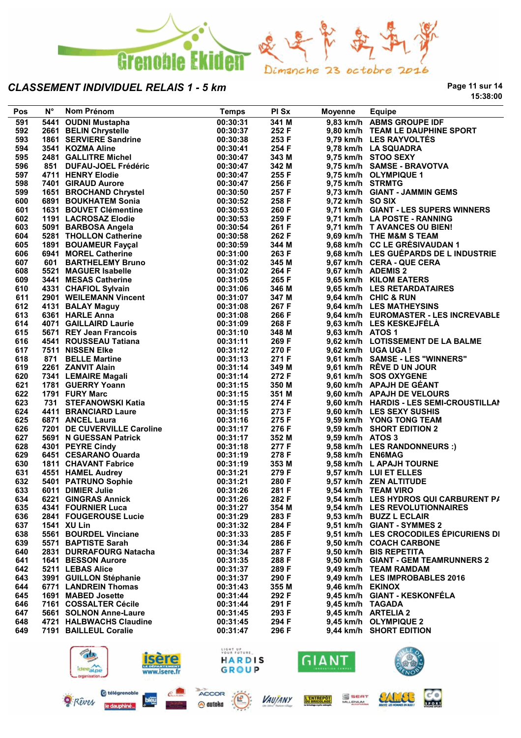Grenoble Ekiden — Dimanche 23 octobre 2016

## CLASSEMENT INDIVIDUEL RELAIS 1 - 5 km

15:38:00

| Pos | N° | Nom Prénom | Temps | Pl Sx | Moyenne | Equipe |
|---|---|---|---|---|---|---|
| 591 | 5441 | OUDNI Mustapha | 00:30:31 | 341 M | 9,83 km/h | ABMS GROUPE IDF |
| 592 | 2661 | BELIN Chrystelle | 00:30:37 | 252 F | 9,80 km/h | TEAM LE DAUPHINE SPORT |
| 593 | 1861 | SERVIERE Sandrine | 00:30:38 | 253 F | 9,79 km/h | LES RAYVOLTÉS |
| 594 | 3541 | KOZMA Aline | 00:30:41 | 254 F | 9,78 km/h | LA SQUADRA |
| 595 | 2481 | GALLITRE Michel | 00:30:47 | 343 M | 9,75 km/h | STOO SEXY |
| 596 | 851 | DUFAU-JOEL Frédéric | 00:30:47 | 342 M | 9,75 km/h | SAMSE - BRAVOTVA |
| 597 | 4711 | HENRY Elodie | 00:30:47 | 255 F | 9,75 km/h | OLYMPIQUE 1 |
| 598 | 7401 | GIRAUD Aurore | 00:30:47 | 256 F | 9,75 km/h | STRMTG |
| 599 | 1651 | BROCHAND Chrystel | 00:30:50 | 257 F | 9,73 km/h | GIANT - JAMMIN GEMS |
| 600 | 6891 | BOUKHATEM Sonia | 00:30:52 | 258 F | 9,72 km/h | SO SIX |
| 601 | 1631 | BOUVET Clémentine | 00:30:53 | 260 F | 9,71 km/h | GIANT - LES SUPERS WINNERS |
| 602 | 1191 | LACROSAZ Elodie | 00:30:53 | 259 F | 9,71 km/h | LA POSTE - RANNING |
| 603 | 5091 | BARBOSA Angela | 00:30:54 | 261 F | 9,71 km/h | T AVANCES OU BIEN! |
| 604 | 5281 | THOLLON Catherine | 00:30:58 | 262 F | 9,69 km/h | THE M&M S TEAM |
| 605 | 1891 | BOUAMEUR Fayçal | 00:30:59 | 344 M | 9,68 km/h | CC LE GRÉSIVAUDAN 1 |
| 606 | 6941 | MOREL Catherine | 00:31:00 | 263 F | 9,68 km/h | LES GUÉPARDS DE L INDUSTRIE |
| 607 | 601 | BARTHELEMY Bruno | 00:31:02 | 345 M | 9,67 km/h | CERA - QUE CERA |
| 608 | 5521 | MAGUER Isabelle | 00:31:02 | 264 F | 9,67 km/h | ADEMIS 2 |
| 609 | 3441 | MESAS Catherine | 00:31:05 | 265 F | 9,65 km/h | KILOM EATERS |
| 610 | 4331 | CHAFIOL Sylvain | 00:31:06 | 346 M | 9,65 km/h | LES RETARDATAIRES |
| 611 | 2901 | WEILEMANN Vincent | 00:31:07 | 347 M | 9,64 km/h | CHIC & RUN |
| 612 | 4131 | BALAY Maguy | 00:31:08 | 267 F | 9,64 km/h | LES MATHEYSINS |
| 613 | 6361 | HARLE Anna | 00:31:08 | 266 F | 9,64 km/h | EUROMASTER - LES INCREVABLE |
| 614 | 4071 | GAILLAIRD Laurie | 00:31:09 | 268 F | 9,63 km/h | LES KESKEJFÉLÀ |
| 615 | 5671 | REY Jean Francois | 00:31:10 | 348 M | 9,63 km/h | ATOS 1 |
| 616 | 4541 | ROUSSEAU Tatiana | 00:31:11 | 269 F | 9,62 km/h | LOTISSEMENT DE LA BALME |
| 617 | 7511 | NISSEN Elke | 00:31:12 | 270 F | 9,62 km/h | UGA UGA ! |
| 618 | 871 | BELLE Martine | 00:31:13 | 271 F | 9,61 km/h | SAMSE - LES "WINNERS" |
| 619 | 2261 | ZANVIT Alain | 00:31:14 | 349 M | 9,61 km/h | RÊVE D UN JOUR |
| 620 | 7341 | LEMAIRE Magali | 00:31:14 | 272 F | 9,61 km/h | SOS OXYGENE |
| 621 | 1781 | GUERRY Yoann | 00:31:15 | 350 M | 9,60 km/h | APAJH DE GÉANT |
| 622 | 1791 | FURY Marc | 00:31:15 | 351 M | 9,60 km/h | APAJH DE VELOURS |
| 623 | 731 | STEFANOWSKI Katia | 00:31:15 | 274 F | 9,60 km/h | HARDIS - LES SEMI-CROUSTILLAI |
| 624 | 4411 | BRANCIARD Laure | 00:31:15 | 273 F | 9,60 km/h | LES SEXY SUSHIS |
| 625 | 6871 | ANCEL Laura | 00:31:16 | 275 F | 9,59 km/h | YONG TONG TEAM |
| 626 | 7201 | DE CUVERVILLE Caroline | 00:31:17 | 276 F | 9,59 km/h | SHORT EDITION 2 |
| 627 | 5691 | N GUESSAN Patrick | 00:31:17 | 352 M | 9,59 km/h | ATOS 3 |
| 628 | 4301 | PEYRE Cindy | 00:31:18 | 277 F | 9,58 km/h | LES RANDONNEURS :) |
| 629 | 6451 | CESARANO Ouarda | 00:31:19 | 278 F | 9,58 km/h | EN6MAG |
| 630 | 1811 | CHAVANT Fabrice | 00:31:19 | 353 M | 9,58 km/h | L APAJH TOURNE |
| 631 | 4551 | HAMEL Audrey | 00:31:21 | 279 F | 9,57 km/h | LUI ET ELLES |
| 632 | 5401 | PATRUNO Sophie | 00:31:21 | 280 F | 9,57 km/h | ZEN ALTITUDE |
| 633 | 6011 | DIMIER Julie | 00:31:26 | 281 F | 9,54 km/h | TEAM VIRO |
| 634 | 6221 | GINGRAS Annick | 00:31:26 | 282 F | 9,54 km/h | LES HYDROS QUI CARBURENT PA |
| 635 | 4341 | FOURNIER Luca | 00:31:27 | 354 M | 9,54 km/h | LES REVOLUTIONNAIRES |
| 636 | 2841 | FOUGEROUSE Lucie | 00:31:29 | 283 F | 9,53 km/h | BUZZ L ECLAIR |
| 637 | 1541 | XU Lin | 00:31:32 | 284 F | 9,51 km/h | GIANT - SYMMES 2 |
| 638 | 5561 | BOURDEL Vinciane | 00:31:33 | 285 F | 9,51 km/h | LES CROCODILES ÉPICURIENS DI |
| 639 | 5571 | BAPTISTE Sarah | 00:31:34 | 286 F | 9,50 km/h | COACH CARBONE |
| 640 | 2831 | DURRAFOURG Natacha | 00:31:34 | 287 F | 9,50 km/h | BIS REPETITA |
| 641 | 1641 | BESSON Aurore | 00:31:35 | 288 F | 9,50 km/h | GIANT - GEM TEAMRUNNERS 2 |
| 642 | 5211 | LEBAS Alice | 00:31:37 | 289 F | 9,49 km/h | TEAM RAMDAM |
| 643 | 3991 | GUILLON Stéphanie | 00:31:37 | 290 F | 9,49 km/h | LES IMPROBABLES 2016 |
| 644 | 6771 | LANDREIN Thomas | 00:31:43 | 355 M | 9,46 km/h | EKINOX |
| 645 | 1691 | MABED Josette | 00:31:44 | 292 F | 9,45 km/h | GIANT - KESKONFÉLA |
| 646 | 7161 | COSSALTER Cécile | 00:31:44 | 291 F | 9,45 km/h | TAGADA |
| 647 | 5661 | SOLNON Anne-Laure | 00:31:45 | 293 F | 9,45 km/h | ARTELIA 2 |
| 648 | 4721 | HALBWACHS Claudine | 00:31:45 | 294 F | 9,45 km/h | OLYMPIQUE 2 |
| 649 | 7191 | BAILLEUL Coralie | 00:31:47 | 296 F | 9,44 km/h | SHORT EDITION |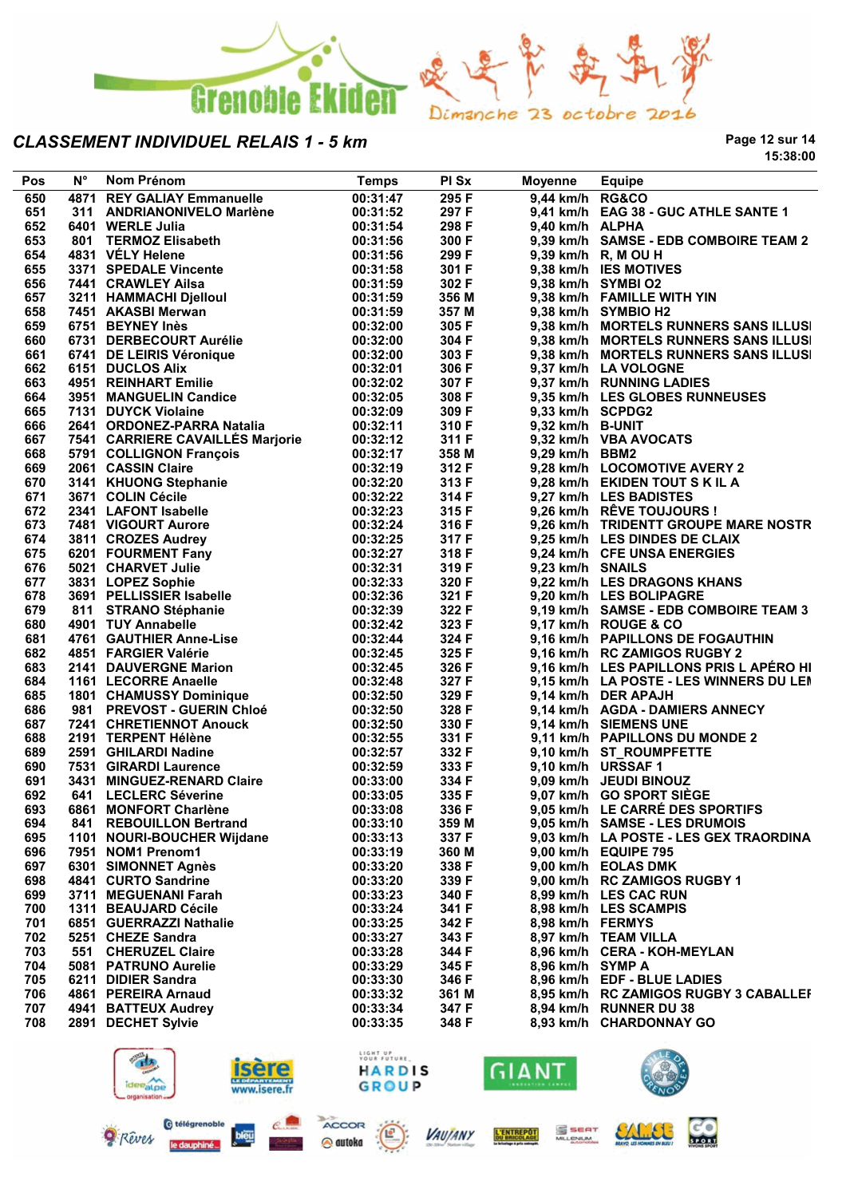Grenoble Ekiden — Dimanche 23 octobre 2016

## CLASSEMENT INDIVIDUEL RELAIS 1 - 5 km

15:38:00

| Pos | N° | Nom Prénom | Temps | Pl Sx | Moyenne | Equipe |
|---|---|---|---|---|---|---|
| 650 | 4871 | REY GALIAY Emmanuelle | 00:31:47 | 295 F | 9,44 km/h | RG&CO |
| 651 | 311 | ANDRIANONIVELO Marlène | 00:31:52 | 297 F | 9,41 km/h | EAG 38 - GUC ATHLE SANTE 1 |
| 652 | 6401 | WERLE Julia | 00:31:54 | 298 F | 9,40 km/h | ALPHA |
| 653 | 801 | TERMOZ Elisabeth | 00:31:56 | 300 F | 9,39 km/h | SAMSE - EDB COMBOIRE TEAM 2 |
| 654 | 4831 | VÉLY Helene | 00:31:56 | 299 F | 9,39 km/h | R, M OU H |
| 655 | 3371 | SPEDALE Vincente | 00:31:58 | 301 F | 9,38 km/h | IES MOTIVES |
| 656 | 7441 | CRAWLEY Ailsa | 00:31:59 | 302 F | 9,38 km/h | SYMBI O2 |
| 657 | 3211 | HAMMACHI Djelloul | 00:31:59 | 356 M | 9,38 km/h | FAMILLE WITH YIN |
| 658 | 7451 | AKASBI Merwan | 00:31:59 | 357 M | 9,38 km/h | SYMBIO H2 |
| 659 | 6751 | BEYNEY Inès | 00:32:00 | 305 F | 9,38 km/h | MORTELS RUNNERS SANS ILLUSI |
| 660 | 6731 | DERBECOURT Aurélie | 00:32:00 | 304 F | 9,38 km/h | MORTELS RUNNERS SANS ILLUSI |
| 661 | 6741 | DE LEIRIS Véronique | 00:32:00 | 303 F | 9,38 km/h | MORTELS RUNNERS SANS ILLUSI |
| 662 | 6151 | DUCLOS Alix | 00:32:01 | 306 F | 9,37 km/h | LA VOLOGNE |
| 663 | 4951 | REINHART Emilie | 00:32:02 | 307 F | 9,37 km/h | RUNNING LADIES |
| 664 | 3951 | MANGUELIN Candice | 00:32:05 | 308 F | 9,35 km/h | LES GLOBES RUNNEUSES |
| 665 | 7131 | DUYCK Violaine | 00:32:09 | 309 F | 9,33 km/h | SCPDG2 |
| 666 | 2641 | ORDONEZ-PARRA Natalia | 00:32:11 | 310 F | 9,32 km/h | B-UNIT |
| 667 | 7541 | CARRIERE CAVAILLÈS Marjorie | 00:32:12 | 311 F | 9,32 km/h | VBA AVOCATS |
| 668 | 5791 | COLLIGNON François | 00:32:17 | 358 M | 9,29 km/h | BBM2 |
| 669 | 2061 | CASSIN Claire | 00:32:19 | 312 F | 9,28 km/h | LOCOMOTIVE AVERY 2 |
| 670 | 3141 | KHUONG Stephanie | 00:32:20 | 313 F | 9,28 km/h | EKIDEN TOUT S K IL A |
| 671 | 3671 | COLIN Cécile | 00:32:22 | 314 F | 9,27 km/h | LES BADISTES |
| 672 | 2341 | LAFONT Isabelle | 00:32:23 | 315 F | 9,26 km/h | RÊVE TOUJOURS ! |
| 673 | 7481 | VIGOURT Aurore | 00:32:24 | 316 F | 9,26 km/h | TRIDENTT GROUPE MARE NOSTR |
| 674 | 3811 | CROZES Audrey | 00:32:25 | 317 F | 9,25 km/h | LES DINDES DE CLAIX |
| 675 | 6201 | FOURMENT Fany | 00:32:27 | 318 F | 9,24 km/h | CFE UNSA ENERGIES |
| 676 | 5021 | CHARVET Julie | 00:32:31 | 319 F | 9,23 km/h | SNAILS |
| 677 | 3831 | LOPEZ Sophie | 00:32:33 | 320 F | 9,22 km/h | LES DRAGONS KHANS |
| 678 | 3691 | PELLISSIER Isabelle | 00:32:36 | 321 F | 9,20 km/h | LES BOLIPAGRE |
| 679 | 811 | STRANO Stéphanie | 00:32:39 | 322 F | 9,19 km/h | SAMSE - EDB COMBOIRE TEAM 3 |
| 680 | 4901 | TUY Annabelle | 00:32:42 | 323 F | 9,17 km/h | ROUGE & CO |
| 681 | 4761 | GAUTHIER Anne-Lise | 00:32:44 | 324 F | 9,16 km/h | PAPILLONS DE FOGAUTHIN |
| 682 | 4851 | FARGIER Valérie | 00:32:45 | 325 F | 9,16 km/h | RC ZAMIGOS RUGBY 2 |
| 683 | 2141 | DAUVERGNE Marion | 00:32:45 | 326 F | 9,16 km/h | LES PAPILLONS PRIS L APÉRO HI |
| 684 | 1161 | LECORRE Anaelle | 00:32:48 | 327 F | 9,15 km/h | LA POSTE - LES WINNERS DU LEI |
| 685 | 1801 | CHAMUSSY Dominique | 00:32:50 | 329 F | 9,14 km/h | DER APAJH |
| 686 | 981 | PREVOST - GUERIN Chloé | 00:32:50 | 328 F | 9,14 km/h | AGDA - DAMIERS ANNECY |
| 687 | 7241 | CHRETIENNOT Anouck | 00:32:50 | 330 F | 9,14 km/h | SIEMENS UNE |
| 688 | 2191 | TERPENT Hélène | 00:32:55 | 331 F | 9,11 km/h | PAPILLONS DU MONDE 2 |
| 689 | 2591 | GHILARDI Nadine | 00:32:57 | 332 F | 9,10 km/h | ST_ROUMPFETTE |
| 690 | 7531 | GIRARDI Laurence | 00:32:59 | 333 F | 9,10 km/h | URSSAF 1 |
| 691 | 3431 | MINGUEZ-RENARD Claire | 00:33:00 | 334 F | 9,09 km/h | JEUDI BINOUZ |
| 692 | 641 | LECLERC Séverine | 00:33:05 | 335 F | 9,07 km/h | GO SPORT SIÈGE |
| 693 | 6861 | MONFORT Charlène | 00:33:08 | 336 F | 9,05 km/h | LE CARRÉ DES SPORTIFS |
| 694 | 841 | REBOUILLON Bertrand | 00:33:10 | 359 M | 9,05 km/h | SAMSE - LES DRUMOIS |
| 695 | 1101 | NOURI-BOUCHER Wijdane | 00:33:13 | 337 F | 9,03 km/h | LA POSTE - LES GEX TRAORDINA |
| 696 | 7951 | NOM1 Prenom1 | 00:33:19 | 360 M | 9,00 km/h | EQUIPE 795 |
| 697 | 6301 | SIMONNET Agnès | 00:33:20 | 338 F | 9,00 km/h | EOLAS DMK |
| 698 | 4841 | CURTO Sandrine | 00:33:20 | 339 F | 9,00 km/h | RC ZAMIGOS RUGBY 1 |
| 699 | 3711 | MEGUENANI Farah | 00:33:23 | 340 F | 8,99 km/h | LES CAC RUN |
| 700 | 1311 | BEAUJARD Cécile | 00:33:24 | 341 F | 8,98 km/h | LES SCAMPIS |
| 701 | 6851 | GUERRAZZI Nathalie | 00:33:25 | 342 F | 8,98 km/h | FERMYS |
| 702 | 5251 | CHEZE Sandra | 00:33:27 | 343 F | 8,97 km/h | TEAM VILLA |
| 703 | 551 | CHERUZEL Claire | 00:33:28 | 344 F | 8,96 km/h | CERA - KOH-MEYLAN |
| 704 | 5081 | PATRUNO Aurelie | 00:33:29 | 345 F | 8,96 km/h | SYMP A |
| 705 | 6211 | DIDIER Sandra | 00:33:30 | 346 F | 8,96 km/h | EDF - BLUE LADIES |
| 706 | 4861 | PEREIRA Arnaud | 00:33:32 | 361 M | 8,95 km/h | RC ZAMIGOS RUGBY 3 CABALLEI |
| 707 | 4941 | BATTEUX Audrey | 00:33:34 | 347 F | 8,94 km/h | RUNNER DU 38 |
| 708 | 2891 | DECHET Sylvie | 00:33:35 | 348 F | 8,93 km/h | CHARDONNAY GO |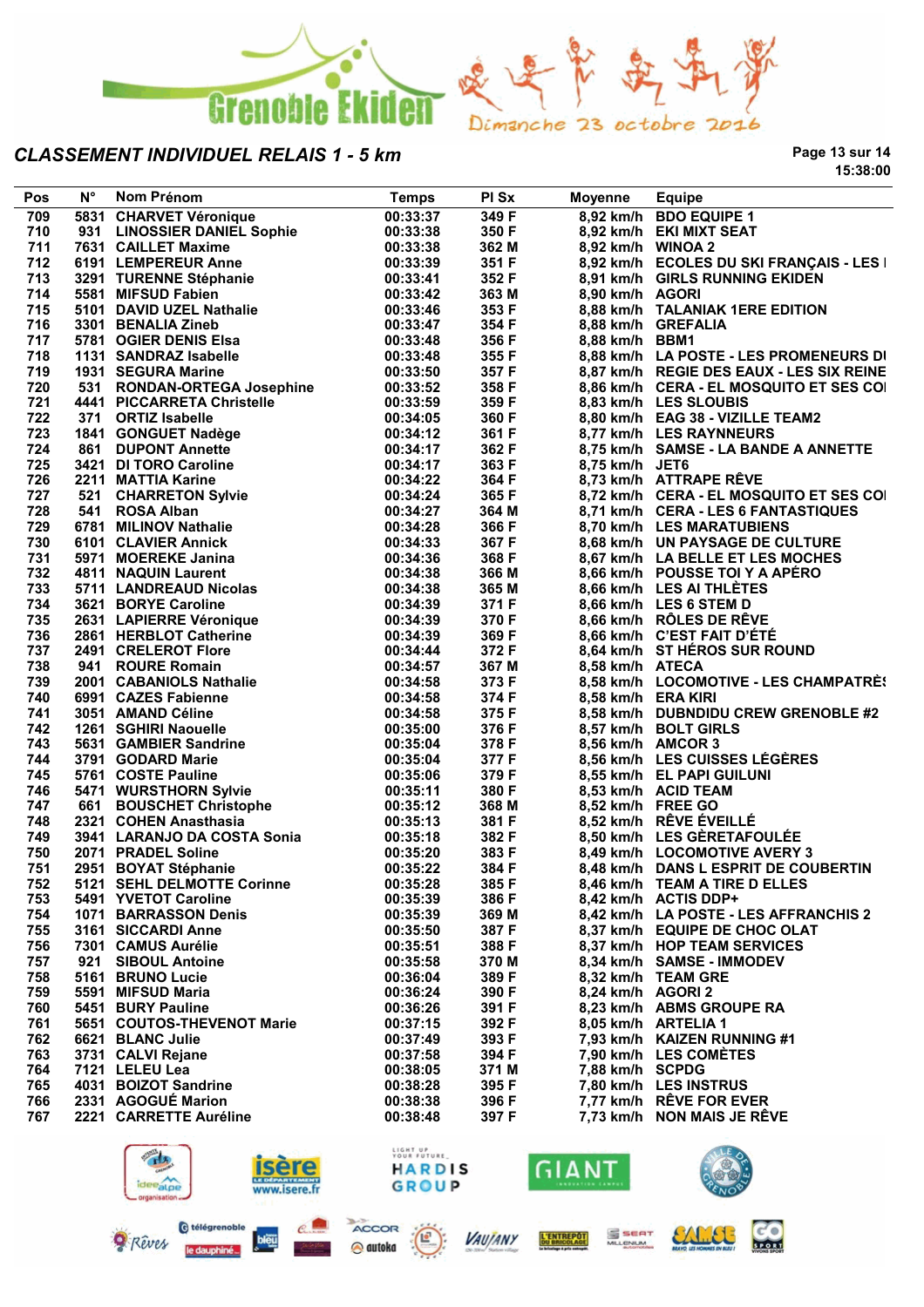Grenoble Ekiden

Dimanche 23 octobre 2016

## CLASSEMENT INDIVIDUEL RELAIS 1 - 5 km

15:38:00

| Pos | N° | Nom Prénom | Temps | Pl Sx | Moyenne | Equipe |
|---|---|---|---|---|---|---|
| 709 | 5831 | CHARVET Véronique | 00:33:37 | 349 F | 8,92 km/h | BDO EQUIPE 1 |
| 710 | 931 | LINOSSIER DANIEL Sophie | 00:33:38 | 350 F | 8,92 km/h | EKI MIXT SEAT |
| 711 | 7631 | CAILLET Maxime | 00:33:38 | 362 M | 8,92 km/h | WINOA 2 |
| 712 | 6191 | LEMPEREUR Anne | 00:33:39 | 351 F | 8,92 km/h | ECOLES DU SKI FRANÇAIS - LES I |
| 713 | 3291 | TURENNE Stéphanie | 00:33:41 | 352 F | 8,91 km/h | GIRLS RUNNING EKIDEN |
| 714 | 5581 | MIFSUD Fabien | 00:33:42 | 363 M | 8,90 km/h | AGORI |
| 715 | 5101 | DAVID UZEL Nathalie | 00:33:46 | 353 F | 8,88 km/h | TALANIAK 1ERE EDITION |
| 716 | 3301 | BENALIA Zineb | 00:33:47 | 354 F | 8,88 km/h | GREFALIA |
| 717 | 5781 | OGIER DENIS Elsa | 00:33:48 | 356 F | 8,88 km/h | BBM1 |
| 718 | 1131 | SANDRAZ Isabelle | 00:33:48 | 355 F | 8,88 km/h | LA POSTE - LES PROMENEURS DI |
| 719 | 1931 | SEGURA Marine | 00:33:50 | 357 F | 8,87 km/h | REGIE DES EAUX - LES SIX REINE |
| 720 | 531 | RONDAN-ORTEGA Josephine | 00:33:52 | 358 F | 8,86 km/h | CERA - EL MOSQUITO ET SES COI |
| 721 | 4441 | PICCARRETA Christelle | 00:33:59 | 359 F | 8,83 km/h | LES SLOUBIS |
| 722 | 371 | ORTIZ Isabelle | 00:34:05 | 360 F | 8,80 km/h | EAG 38 - VIZILLE TEAM2 |
| 723 | 1841 | GONGUET Nadège | 00:34:12 | 361 F | 8,77 km/h | LES RAYNNEURS |
| 724 | 861 | DUPONT Annette | 00:34:17 | 362 F | 8,75 km/h | SAMSE - LA BANDE A ANNETTE |
| 725 | 3421 | DI TORO Caroline | 00:34:17 | 363 F | 8,75 km/h | JET6 |
| 726 | 2211 | MATTIA Karine | 00:34:22 | 364 F | 8,73 km/h | ATTRAPE RÊVE |
| 727 | 521 | CHARRETON Sylvie | 00:34:24 | 365 F | 8,72 km/h | CERA - EL MOSQUITO ET SES COI |
| 728 | 541 | ROSA Alban | 00:34:27 | 364 M | 8,71 km/h | CERA - LES 6 FANTASTIQUES |
| 729 | 6781 | MILINOV Nathalie | 00:34:28 | 366 F | 8,70 km/h | LES MARATUBIENS |
| 730 | 6101 | CLAVIER Annick | 00:34:33 | 367 F | 8,68 km/h | UN PAYSAGE DE CULTURE |
| 731 | 5971 | MOEREKE Janina | 00:34:36 | 368 F | 8,67 km/h | LA BELLE ET LES MOCHES |
| 732 | 4811 | NAQUIN Laurent | 00:34:38 | 366 M | 8,66 km/h | POUSSE TOI Y A APÉRO |
| 733 | 5711 | LANDREAUD Nicolas | 00:34:38 | 365 M | 8,66 km/h | LES AI THLÈTES |
| 734 | 3621 | BORYE Caroline | 00:34:39 | 371 F | 8,66 km/h | LES 6 STEM D |
| 735 | 2631 | LAPIERRE Véronique | 00:34:39 | 370 F | 8,66 km/h | RÔLES DE RÊVE |
| 736 | 2861 | HERBLOT Catherine | 00:34:39 | 369 F | 8,66 km/h | C'EST FAIT D'ÉTÉ |
| 737 | 2491 | CRELEROT Flore | 00:34:44 | 372 F | 8,64 km/h | ST HÉROS SUR ROUND |
| 738 | 941 | ROURE Romain | 00:34:57 | 367 M | 8,58 km/h | ATECA |
| 739 | 2001 | CABANIOLS Nathalie | 00:34:58 | 373 F | 8,58 km/h | LOCOMOTIVE - LES CHAMPATRÈS |
| 740 | 6991 | CAZES Fabienne | 00:34:58 | 374 F | 8,58 km/h | ERA KIRI |
| 741 | 3051 | AMAND Céline | 00:34:58 | 375 F | 8,58 km/h | DUBNDIDU CREW GRENOBLE #2 |
| 742 | 1261 | SGHIRI Naouelle | 00:35:00 | 376 F | 8,57 km/h | BOLT GIRLS |
| 743 | 5631 | GAMBIER Sandrine | 00:35:04 | 378 F | 8,56 km/h | AMCOR 3 |
| 744 | 3791 | GODARD Marie | 00:35:04 | 377 F | 8,56 km/h | LES CUISSES LÉGÈRES |
| 745 | 5761 | COSTE Pauline | 00:35:06 | 379 F | 8,55 km/h | EL PAPI GUILUNI |
| 746 | 5471 | WURSTHORN Sylvie | 00:35:11 | 380 F | 8,53 km/h | ACID TEAM |
| 747 | 661 | BOUSCHET Christophe | 00:35:12 | 368 M | 8,52 km/h | FREE GO |
| 748 | 2321 | COHEN Anasthasia | 00:35:13 | 381 F | 8,52 km/h | RÊVE ÉVEILLÉ |
| 749 | 3941 | LARANJO DA COSTA Sonia | 00:35:18 | 382 F | 8,50 km/h | LES GÈRETAFOULÉE |
| 750 | 2071 | PRADEL Soline | 00:35:20 | 383 F | 8,49 km/h | LOCOMOTIVE AVERY 3 |
| 751 | 2951 | BOYAT Stéphanie | 00:35:22 | 384 F | 8,48 km/h | DANS L ESPRIT DE COUBERTIN |
| 752 | 5121 | SEHL DELMOTTE Corinne | 00:35:28 | 385 F | 8,46 km/h | TEAM A TIRE D ELLES |
| 753 | 5491 | YVETOT Caroline | 00:35:39 | 386 F | 8,42 km/h | ACTIS DDP+ |
| 754 | 1071 | BARRASSON Denis | 00:35:39 | 369 M | 8,42 km/h | LA POSTE - LES AFFRANCHIS 2 |
| 755 | 3161 | SICCARDI Anne | 00:35:50 | 387 F | 8,37 km/h | EQUIPE DE CHOC OLAT |
| 756 | 7301 | CAMUS Aurélie | 00:35:51 | 388 F | 8,37 km/h | HOP TEAM SERVICES |
| 757 | 921 | SIBOUL Antoine | 00:35:58 | 370 M | 8,34 km/h | SAMSE - IMMODEV |
| 758 | 5161 | BRUNO Lucie | 00:36:04 | 389 F | 8,32 km/h | TEAM GRE |
| 759 | 5591 | MIFSUD Maria | 00:36:24 | 390 F | 8,24 km/h | AGORI 2 |
| 760 | 5451 | BURY Pauline | 00:36:26 | 391 F | 8,23 km/h | ABMS GROUPE RA |
| 761 | 5651 | COUTOS-THEVENOT Marie | 00:37:15 | 392 F | 8,05 km/h | ARTELIA 1 |
| 762 | 6621 | BLANC Julie | 00:37:49 | 393 F | 7,93 km/h | KAIZEN RUNNING #1 |
| 763 | 3731 | CALVI Rejane | 00:37:58 | 394 F | 7,90 km/h | LES COMÈTES |
| 764 | 7121 | LELEU Lea | 00:38:05 | 371 M | 7,88 km/h | SCPDG |
| 765 | 4031 | BOIZOT Sandrine | 00:38:28 | 395 F | 7,80 km/h | LES INSTRUS |
| 766 | 2331 | AGOGUÉ Marion | 00:38:38 | 396 F | 7,77 km/h | RÊVE FOR EVER |
| 767 | 2221 | CARRETTE Auréline | 00:38:48 | 397 F | 7,73 km/h | NON MAIS JE RÊVE |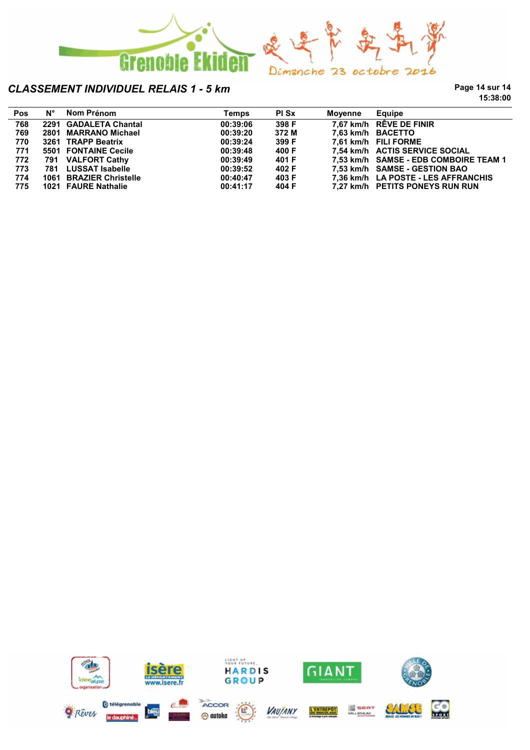Grenoble Ekiden — Dimanche 23 octobre 2016

## *CLASSEMENT INDIVIDUEL RELAIS 1 - 5 km*

**15:38:00**

| Pos | N° | Nom Prénom | Temps | Pl Sx | Moyenne | Equipe |
|---|---|---|---|---|---|---|
| 768 | 2291 | GADALETA Chantal | 00:39:06 | 398 F | 7,67 km/h | RÊVE DE FINIR |
| 769 | 2801 | MARRANO Michael | 00:39:20 | 372 M | 7,63 km/h | BACETTO |
| 770 | 3261 | TRAPP Beatrix | 00:39:24 | 399 F | 7,61 km/h | FILI FORME |
| 771 | 5501 | FONTAINE Cecile | 00:39:48 | 400 F | 7,54 km/h | ACTIS SERVICE SOCIAL |
| 772 | 791 | VALFORT Cathy | 00:39:49 | 401 F | 7,53 km/h | SAMSE - EDB COMBOIRE TEAM 1 |
| 773 | 781 | LUSSAT Isabelle | 00:39:52 | 402 F | 7,53 km/h | SAMSE - GESTION BAO |
| 774 | 1061 | BRAZIER Christelle | 00:40:47 | 403 F | 7,36 km/h | LA POSTE - LES AFFRANCHIS |
| 775 | 1021 | FAURE Nathalie | 00:41:17 | 404 F | 7,27 km/h | PETITS PONEYS RUN RUN |